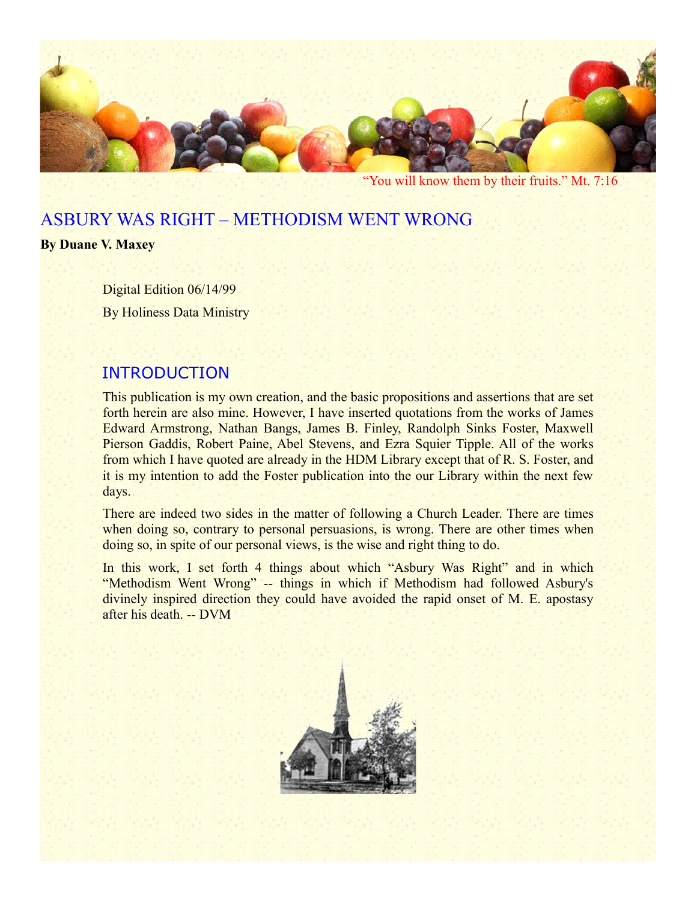"You will know them by their fruits." Mt. 7:16

# ASBURY WAS RIGHT – METHODISM WENT WRONG

**By Duane V. Maxey**

Digital Edition 06/14/99

By Holiness Data Ministry

## INTRODUCTION

This publication is my own creation, and the basic propositions and assertions that are set forth herein are also mine. However, I have inserted quotations from the works of James Edward Armstrong, Nathan Bangs, James B. Finley, Randolph Sinks Foster, Maxwell Pierson Gaddis, Robert Paine, Abel Stevens, and Ezra Squier Tipple. All of the works from which I have quoted are already in the HDM Library except that of R. S. Foster, and it is my intention to add the Foster publication into the our Library within the next few days.

There are indeed two sides in the matter of following a Church Leader. There are times when doing so, contrary to personal persuasions, is wrong. There are other times when doing so, in spite of our personal views, is the wise and right thing to do.

In this work, I set forth 4 things about which "Asbury Was Right" and in which "Methodism Went Wrong" -- things in which if Methodism had followed Asbury's divinely inspired direction they could have avoided the rapid onset of M. E. apostasy after his death. -- DVM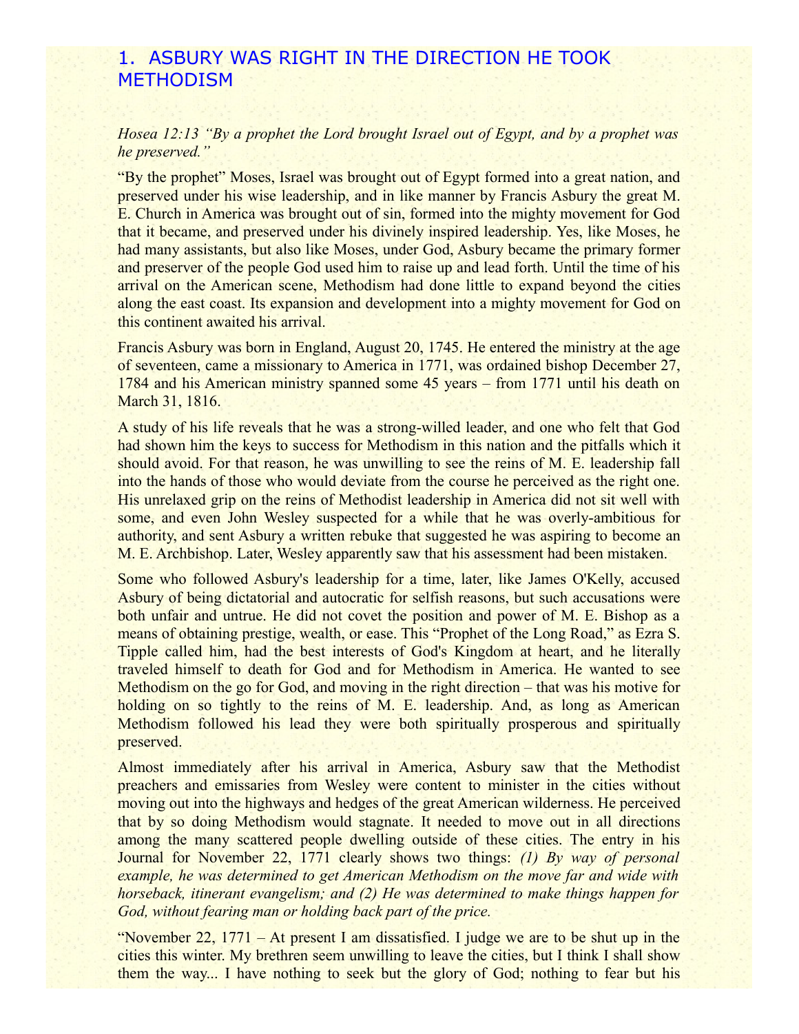## 1. ASBURY WAS RIGHT IN THE DIRECTION HE TOOK METHODISM

*Hosea 12:13 "By a prophet the Lord brought Israel out of Egypt, and by a prophet was he preserved."*

"By the prophet" Moses, Israel was brought out of Egypt formed into a great nation, and preserved under his wise leadership, and in like manner by Francis Asbury the great M. E. Church in America was brought out of sin, formed into the mighty movement for God that it became, and preserved under his divinely inspired leadership. Yes, like Moses, he had many assistants, but also like Moses, under God, Asbury became the primary former and preserver of the people God used him to raise up and lead forth. Until the time of his arrival on the American scene, Methodism had done little to expand beyond the cities along the east coast. Its expansion and development into a mighty movement for God on this continent awaited his arrival.

Francis Asbury was born in England, August 20, 1745. He entered the ministry at the age of seventeen, came a missionary to America in 1771, was ordained bishop December 27, 1784 and his American ministry spanned some 45 years – from 1771 until his death on March 31, 1816.

A study of his life reveals that he was a strong-willed leader, and one who felt that God had shown him the keys to success for Methodism in this nation and the pitfalls which it should avoid. For that reason, he was unwilling to see the reins of M. E. leadership fall into the hands of those who would deviate from the course he perceived as the right one. His unrelaxed grip on the reins of Methodist leadership in America did not sit well with some, and even John Wesley suspected for a while that he was overly-ambitious for authority, and sent Asbury a written rebuke that suggested he was aspiring to become an M. E. Archbishop. Later, Wesley apparently saw that his assessment had been mistaken.

Some who followed Asbury's leadership for a time, later, like James O'Kelly, accused Asbury of being dictatorial and autocratic for selfish reasons, but such accusations were both unfair and untrue. He did not covet the position and power of M. E. Bishop as a means of obtaining prestige, wealth, or ease. This "Prophet of the Long Road," as Ezra S. Tipple called him, had the best interests of God's Kingdom at heart, and he literally traveled himself to death for God and for Methodism in America. He wanted to see Methodism on the go for God, and moving in the right direction – that was his motive for holding on so tightly to the reins of M. E. leadership. And, as long as American Methodism followed his lead they were both spiritually prosperous and spiritually preserved.

Almost immediately after his arrival in America, Asbury saw that the Methodist preachers and emissaries from Wesley were content to minister in the cities without moving out into the highways and hedges of the great American wilderness. He perceived that by so doing Methodism would stagnate. It needed to move out in all directions among the many scattered people dwelling outside of these cities. The entry in his Journal for November 22, 1771 clearly shows two things: *(1) By way of personal example, he was determined to get American Methodism on the move far and wide with horseback, itinerant evangelism; and (2) He was determined to make things happen for God, without fearing man or holding back part of the price.*

"November 22, 1771 – At present I am dissatisfied. I judge we are to be shut up in the cities this winter. My brethren seem unwilling to leave the cities, but I think I shall show them the way... I have nothing to seek but the glory of God; nothing to fear but his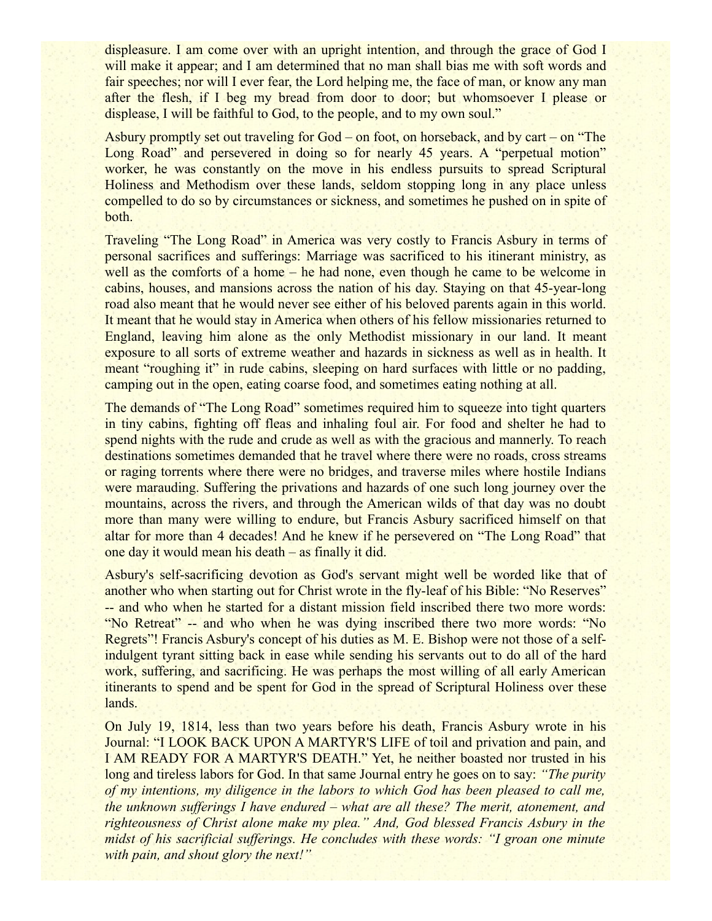displeasure. I am come over with an upright intention, and through the grace of God I will make it appear; and I am determined that no man shall bias me with soft words and fair speeches; nor will I ever fear, the Lord helping me, the face of man, or know any man after the flesh, if I beg my bread from door to door; but whomsoever I please or displease, I will be faithful to God, to the people, and to my own soul."

Asbury promptly set out traveling for God – on foot, on horseback, and by cart – on "The Long Road" and persevered in doing so for nearly 45 years. A "perpetual motion" worker, he was constantly on the move in his endless pursuits to spread Scriptural Holiness and Methodism over these lands, seldom stopping long in any place unless compelled to do so by circumstances or sickness, and sometimes he pushed on in spite of both.

Traveling "The Long Road" in America was very costly to Francis Asbury in terms of personal sacrifices and sufferings: Marriage was sacrificed to his itinerant ministry, as well as the comforts of a home – he had none, even though he came to be welcome in cabins, houses, and mansions across the nation of his day. Staying on that 45-year-long road also meant that he would never see either of his beloved parents again in this world. It meant that he would stay in America when others of his fellow missionaries returned to England, leaving him alone as the only Methodist missionary in our land. It meant exposure to all sorts of extreme weather and hazards in sickness as well as in health. It meant "roughing it" in rude cabins, sleeping on hard surfaces with little or no padding, camping out in the open, eating coarse food, and sometimes eating nothing at all.

The demands of "The Long Road" sometimes required him to squeeze into tight quarters in tiny cabins, fighting off fleas and inhaling foul air. For food and shelter he had to spend nights with the rude and crude as well as with the gracious and mannerly. To reach destinations sometimes demanded that he travel where there were no roads, cross streams or raging torrents where there were no bridges, and traverse miles where hostile Indians were marauding. Suffering the privations and hazards of one such long journey over the mountains, across the rivers, and through the American wilds of that day was no doubt more than many were willing to endure, but Francis Asbury sacrificed himself on that altar for more than 4 decades! And he knew if he persevered on "The Long Road" that one day it would mean his death – as finally it did.

Asbury's self-sacrificing devotion as God's servant might well be worded like that of another who when starting out for Christ wrote in the fly-leaf of his Bible: "No Reserves" -- and who when he started for a distant mission field inscribed there two more words: "No Retreat" -- and who when he was dying inscribed there two more words: "No Regrets"! Francis Asbury's concept of his duties as M. E. Bishop were not those of a self-indulgent tyrant sitting back in ease while sending his servants out to do all of the hard work, suffering, and sacrificing. He was perhaps the most willing of all early American itinerants to spend and be spent for God in the spread of Scriptural Holiness over these lands.

On July 19, 1814, less than two years before his death, Francis Asbury wrote in his Journal: "I LOOK BACK UPON A MARTYR'S LIFE of toil and privation and pain, and I AM READY FOR A MARTYR'S DEATH." Yet, he neither boasted nor trusted in his long and tireless labors for God. In that same Journal entry he goes on to say: *"The purity of my intentions, my diligence in the labors to which God has been pleased to call me, the unknown sufferings I have endured – what are all these? The merit, atonement, and righteousness of Christ alone make my plea." And, God blessed Francis Asbury in the midst of his sacrificial sufferings. He concludes with these words: "I groan one minute with pain, and shout glory the next!"*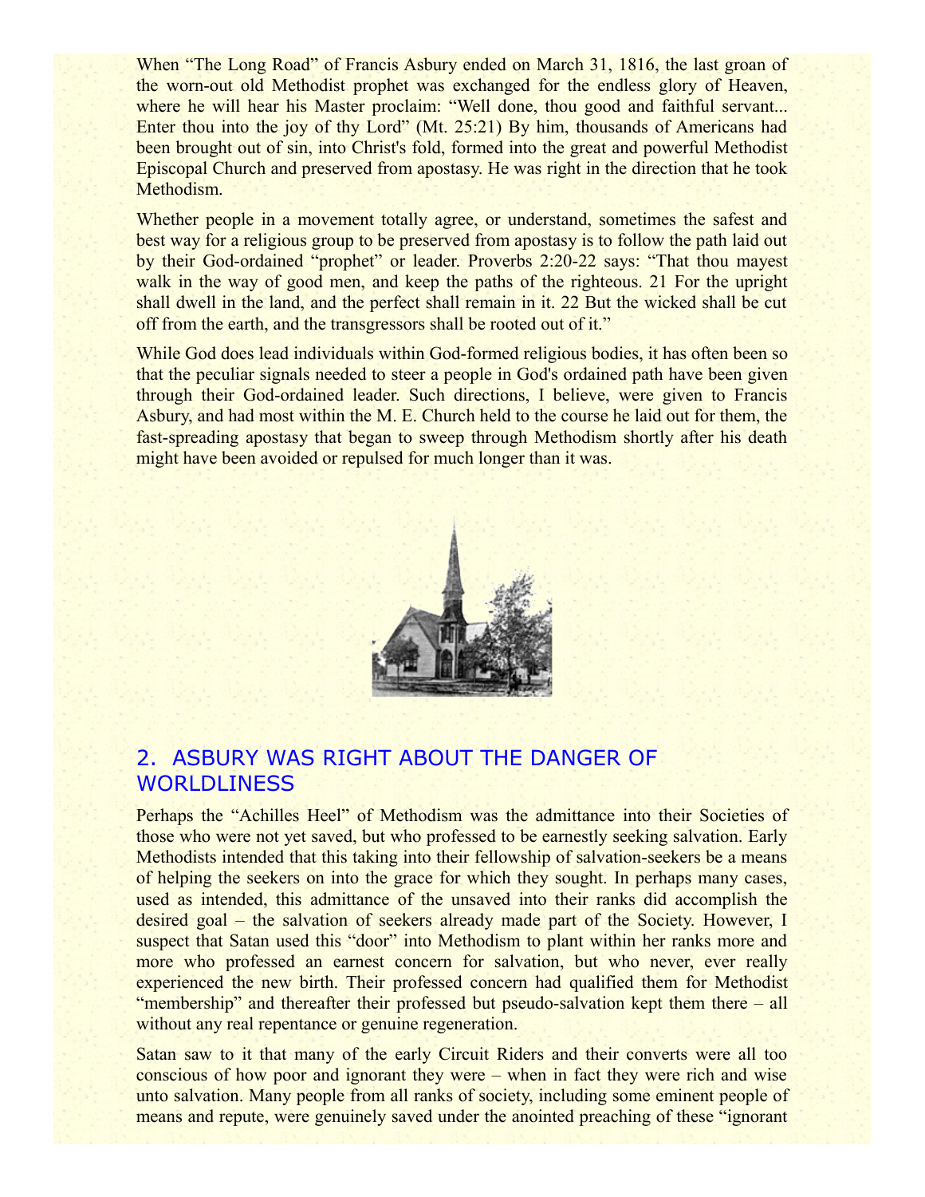When "The Long Road" of Francis Asbury ended on March 31, 1816, the last groan of the worn-out old Methodist prophet was exchanged for the endless glory of Heaven, where he will hear his Master proclaim: "Well done, thou good and faithful servant... Enter thou into the joy of thy Lord" (Mt. 25:21) By him, thousands of Americans had been brought out of sin, into Christ's fold, formed into the great and powerful Methodist Episcopal Church and preserved from apostasy. He was right in the direction that he took Methodism.

Whether people in a movement totally agree, or understand, sometimes the safest and best way for a religious group to be preserved from apostasy is to follow the path laid out by their God-ordained "prophet" or leader. Proverbs 2:20-22 says: "That thou mayest walk in the way of good men, and keep the paths of the righteous. 21 For the upright shall dwell in the land, and the perfect shall remain in it. 22 But the wicked shall be cut off from the earth, and the transgressors shall be rooted out of it."

While God does lead individuals within God-formed religious bodies, it has often been so that the peculiar signals needed to steer a people in God's ordained path have been given through their God-ordained leader. Such directions, I believe, were given to Francis Asbury, and had most within the M. E. Church held to the course he laid out for them, the fast-spreading apostasy that began to sweep through Methodism shortly after his death might have been avoided or repulsed for much longer than it was.

## 2. ASBURY WAS RIGHT ABOUT THE DANGER OF WORLDLINESS

Perhaps the "Achilles Heel" of Methodism was the admittance into their Societies of those who were not yet saved, but who professed to be earnestly seeking salvation. Early Methodists intended that this taking into their fellowship of salvation-seekers be a means of helping the seekers on into the grace for which they sought. In perhaps many cases, used as intended, this admittance of the unsaved into their ranks did accomplish the desired goal – the salvation of seekers already made part of the Society. However, I suspect that Satan used this "door" into Methodism to plant within her ranks more and more who professed an earnest concern for salvation, but who never, ever really experienced the new birth. Their professed concern had qualified them for Methodist "membership" and thereafter their professed but pseudo-salvation kept them there – all without any real repentance or genuine regeneration.

Satan saw to it that many of the early Circuit Riders and their converts were all too conscious of how poor and ignorant they were – when in fact they were rich and wise unto salvation. Many people from all ranks of society, including some eminent people of means and repute, were genuinely saved under the anointed preaching of these "ignorant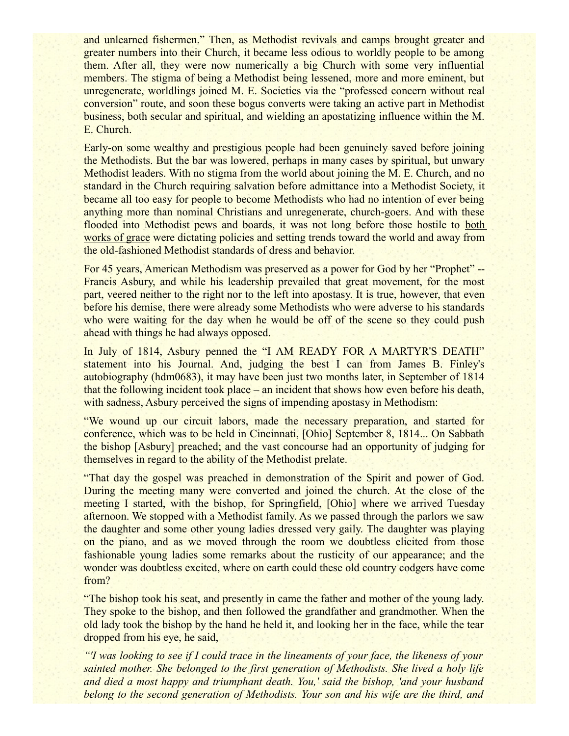and unlearned fishermen." Then, as Methodist revivals and camps brought greater and greater numbers into their Church, it became less odious to worldly people to be among them. After all, they were now numerically a big Church with some very influential members. The stigma of being a Methodist being lessened, more and more eminent, but unregenerate, worldlings joined M. E. Societies via the "professed concern without real conversion" route, and soon these bogus converts were taking an active part in Methodist business, both secular and spiritual, and wielding an apostatizing influence within the M. E. Church.

Early-on some wealthy and prestigious people had been genuinely saved before joining the Methodists. But the bar was lowered, perhaps in many cases by spiritual, but unwary Methodist leaders. With no stigma from the world about joining the M. E. Church, and no standard in the Church requiring salvation before admittance into a Methodist Society, it became all too easy for people to become Methodists who had no intention of ever being anything more than nominal Christians and unregenerate, church-goers. And with these flooded into Methodist pews and boards, it was not long before those hostile to <u>both works of grace</u> were dictating policies and setting trends toward the world and away from the old-fashioned Methodist standards of dress and behavior.

For 45 years, American Methodism was preserved as a power for God by her "Prophet" -- Francis Asbury, and while his leadership prevailed that great movement, for the most part, veered neither to the right nor to the left into apostasy. It is true, however, that even before his demise, there were already some Methodists who were adverse to his standards who were waiting for the day when he would be off of the scene so they could push ahead with things he had always opposed.

In July of 1814, Asbury penned the "I AM READY FOR A MARTYR'S DEATH" statement into his Journal. And, judging the best I can from James B. Finley's autobiography (hdm0683), it may have been just two months later, in September of 1814 that the following incident took place – an incident that shows how even before his death, with sadness, Asbury perceived the signs of impending apostasy in Methodism:

"We wound up our circuit labors, made the necessary preparation, and started for conference, which was to be held in Cincinnati, [Ohio] September 8, 1814... On Sabbath the bishop [Asbury] preached; and the vast concourse had an opportunity of judging for themselves in regard to the ability of the Methodist prelate.

"That day the gospel was preached in demonstration of the Spirit and power of God. During the meeting many were converted and joined the church. At the close of the meeting I started, with the bishop, for Springfield, [Ohio] where we arrived Tuesday afternoon. We stopped with a Methodist family. As we passed through the parlors we saw the daughter and some other young ladies dressed very gaily. The daughter was playing on the piano, and as we moved through the room we doubtless elicited from those fashionable young ladies some remarks about the rusticity of our appearance; and the wonder was doubtless excited, where on earth could these old country codgers have come from?

"The bishop took his seat, and presently in came the father and mother of the young lady. They spoke to the bishop, and then followed the grandfather and grandmother. When the old lady took the bishop by the hand he held it, and looking her in the face, while the tear dropped from his eye, he said,

*"'I was looking to see if I could trace in the lineaments of your face, the likeness of your sainted mother. She belonged to the first generation of Methodists. She lived a holy life and died a most happy and triumphant death. You,' said the bishop, 'and your husband belong to the second generation of Methodists. Your son and his wife are the third, and*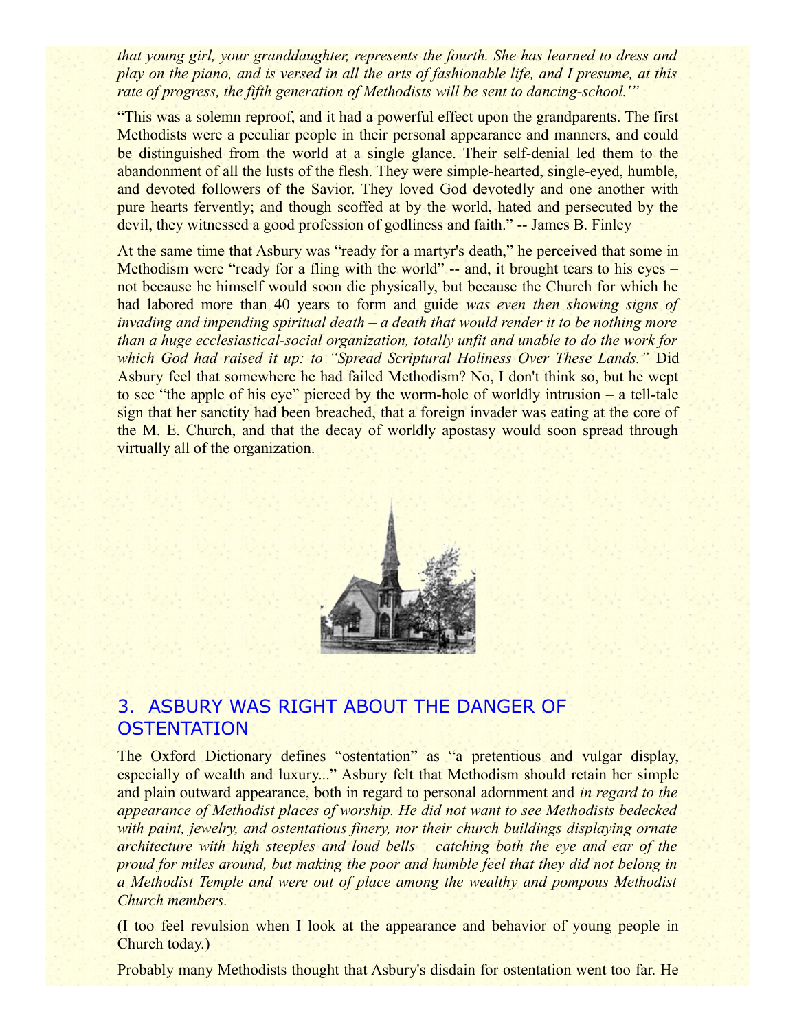*that young girl, your granddaughter, represents the fourth. She has learned to dress and play on the piano, and is versed in all the arts of fashionable life, and I presume, at this rate of progress, the fifth generation of Methodists will be sent to dancing-school.'"*

"This was a solemn reproof, and it had a powerful effect upon the grandparents. The first Methodists were a peculiar people in their personal appearance and manners, and could be distinguished from the world at a single glance. Their self-denial led them to the abandonment of all the lusts of the flesh. They were simple-hearted, single-eyed, humble, and devoted followers of the Savior. They loved God devotedly and one another with pure hearts fervently; and though scoffed at by the world, hated and persecuted by the devil, they witnessed a good profession of godliness and faith." -- James B. Finley

At the same time that Asbury was "ready for a martyr's death," he perceived that some in Methodism were "ready for a fling with the world" -- and, it brought tears to his eyes – not because he himself would soon die physically, but because the Church for which he had labored more than 40 years to form and guide *was even then showing signs of invading and impending spiritual death – a death that would render it to be nothing more than a huge ecclesiastical-social organization, totally unfit and unable to do the work for which God had raised it up: to "Spread Scriptural Holiness Over These Lands."* Did Asbury feel that somewhere he had failed Methodism? No, I don't think so, but he wept to see "the apple of his eye" pierced by the worm-hole of worldly intrusion – a tell-tale sign that her sanctity had been breached, that a foreign invader was eating at the core of the M. E. Church, and that the decay of worldly apostasy would soon spread through virtually all of the organization.

## 3. ASBURY WAS RIGHT ABOUT THE DANGER OF OSTENTATION

The Oxford Dictionary defines "ostentation" as "a pretentious and vulgar display, especially of wealth and luxury..." Asbury felt that Methodism should retain her simple and plain outward appearance, both in regard to personal adornment and *in regard to the appearance of Methodist places of worship. He did not want to see Methodists bedecked with paint, jewelry, and ostentatious finery, nor their church buildings displaying ornate architecture with high steeples and loud bells – catching both the eye and ear of the proud for miles around, but making the poor and humble feel that they did not belong in a Methodist Temple and were out of place among the wealthy and pompous Methodist Church members.*

(I too feel revulsion when I look at the appearance and behavior of young people in Church today.)

Probably many Methodists thought that Asbury's disdain for ostentation went too far. He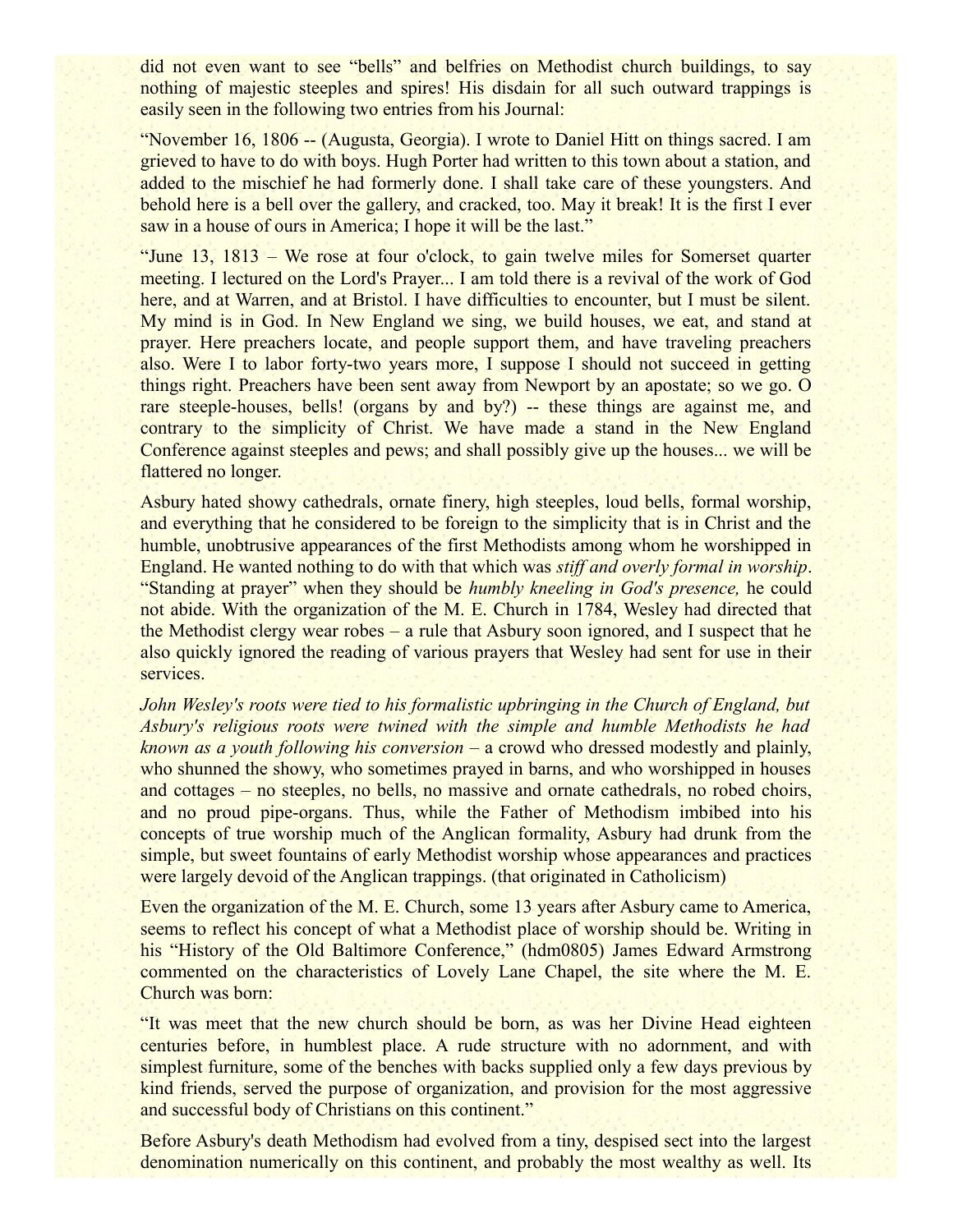did not even want to see "bells" and belfries on Methodist church buildings, to say nothing of majestic steeples and spires! His disdain for all such outward trappings is easily seen in the following two entries from his Journal:

"November 16, 1806 -- (Augusta, Georgia). I wrote to Daniel Hitt on things sacred. I am grieved to have to do with boys. Hugh Porter had written to this town about a station, and added to the mischief he had formerly done. I shall take care of these youngsters. And behold here is a bell over the gallery, and cracked, too. May it break! It is the first I ever saw in a house of ours in America; I hope it will be the last."

"June 13, 1813 – We rose at four o'clock, to gain twelve miles for Somerset quarter meeting. I lectured on the Lord's Prayer... I am told there is a revival of the work of God here, and at Warren, and at Bristol. I have difficulties to encounter, but I must be silent. My mind is in God. In New England we sing, we build houses, we eat, and stand at prayer. Here preachers locate, and people support them, and have traveling preachers also. Were I to labor forty-two years more, I suppose I should not succeed in getting things right. Preachers have been sent away from Newport by an apostate; so we go. O rare steeple-houses, bells! (organs by and by?) -- these things are against me, and contrary to the simplicity of Christ. We have made a stand in the New England Conference against steeples and pews; and shall possibly give up the houses... we will be flattered no longer.

Asbury hated showy cathedrals, ornate finery, high steeples, loud bells, formal worship, and everything that he considered to be foreign to the simplicity that is in Christ and the humble, unobtrusive appearances of the first Methodists among whom he worshipped in England. He wanted nothing to do with that which was *stiff and overly formal in worship*. "Standing at prayer" when they should be *humbly kneeling in God's presence,* he could not abide. With the organization of the M. E. Church in 1784, Wesley had directed that the Methodist clergy wear robes – a rule that Asbury soon ignored, and I suspect that he also quickly ignored the reading of various prayers that Wesley had sent for use in their services.

*John Wesley's roots were tied to his formalistic upbringing in the Church of England, but Asbury's religious roots were twined with the simple and humble Methodists he had known as a youth following his conversion* – a crowd who dressed modestly and plainly, who shunned the showy, who sometimes prayed in barns, and who worshipped in houses and cottages – no steeples, no bells, no massive and ornate cathedrals, no robed choirs, and no proud pipe-organs. Thus, while the Father of Methodism imbibed into his concepts of true worship much of the Anglican formality, Asbury had drunk from the simple, but sweet fountains of early Methodist worship whose appearances and practices were largely devoid of the Anglican trappings. (that originated in Catholicism)

Even the organization of the M. E. Church, some 13 years after Asbury came to America, seems to reflect his concept of what a Methodist place of worship should be. Writing in his "History of the Old Baltimore Conference," (hdm0805) James Edward Armstrong commented on the characteristics of Lovely Lane Chapel, the site where the M. E. Church was born:

"It was meet that the new church should be born, as was her Divine Head eighteen centuries before, in humblest place. A rude structure with no adornment, and with simplest furniture, some of the benches with backs supplied only a few days previous by kind friends, served the purpose of organization, and provision for the most aggressive and successful body of Christians on this continent."

Before Asbury's death Methodism had evolved from a tiny, despised sect into the largest denomination numerically on this continent, and probably the most wealthy as well. Its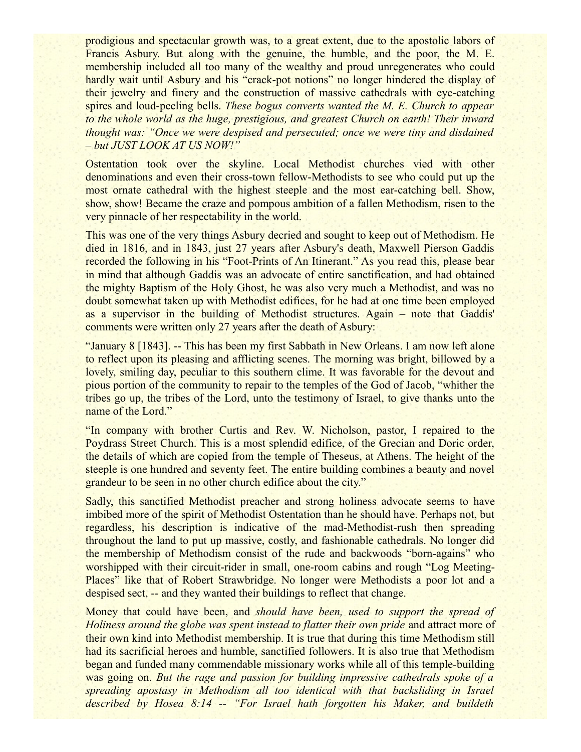prodigious and spectacular growth was, to a great extent, due to the apostolic labors of Francis Asbury. But along with the genuine, the humble, and the poor, the M. E. membership included all too many of the wealthy and proud unregenerates who could hardly wait until Asbury and his "crack-pot notions" no longer hindered the display of their jewelry and finery and the construction of massive cathedrals with eye-catching spires and loud-peeling bells. *These bogus converts wanted the M. E. Church to appear to the whole world as the huge, prestigious, and greatest Church on earth! Their inward thought was: "Once we were despised and persecuted; once we were tiny and disdained – but JUST LOOK AT US NOW!"*

Ostentation took over the skyline. Local Methodist churches vied with other denominations and even their cross-town fellow-Methodists to see who could put up the most ornate cathedral with the highest steeple and the most ear-catching bell. Show, show, show! Became the craze and pompous ambition of a fallen Methodism, risen to the very pinnacle of her respectability in the world.

This was one of the very things Asbury decried and sought to keep out of Methodism. He died in 1816, and in 1843, just 27 years after Asbury's death, Maxwell Pierson Gaddis recorded the following in his "Foot-Prints of An Itinerant." As you read this, please bear in mind that although Gaddis was an advocate of entire sanctification, and had obtained the mighty Baptism of the Holy Ghost, he was also very much a Methodist, and was no doubt somewhat taken up with Methodist edifices, for he had at one time been employed as a supervisor in the building of Methodist structures. Again – note that Gaddis' comments were written only 27 years after the death of Asbury:

"January 8 [1843]. -- This has been my first Sabbath in New Orleans. I am now left alone to reflect upon its pleasing and afflicting scenes. The morning was bright, billowed by a lovely, smiling day, peculiar to this southern clime. It was favorable for the devout and pious portion of the community to repair to the temples of the God of Jacob, "whither the tribes go up, the tribes of the Lord, unto the testimony of Israel, to give thanks unto the name of the Lord."

"In company with brother Curtis and Rev. W. Nicholson, pastor, I repaired to the Poydrass Street Church. This is a most splendid edifice, of the Grecian and Doric order, the details of which are copied from the temple of Theseus, at Athens. The height of the steeple is one hundred and seventy feet. The entire building combines a beauty and novel grandeur to be seen in no other church edifice about the city."

Sadly, this sanctified Methodist preacher and strong holiness advocate seems to have imbibed more of the spirit of Methodist Ostentation than he should have. Perhaps not, but regardless, his description is indicative of the mad-Methodist-rush then spreading throughout the land to put up massive, costly, and fashionable cathedrals. No longer did the membership of Methodism consist of the rude and backwoods "born-agains" who worshipped with their circuit-rider in small, one-room cabins and rough "Log Meeting-Places" like that of Robert Strawbridge. No longer were Methodists a poor lot and a despised sect, -- and they wanted their buildings to reflect that change.

Money that could have been, and *should have been, used to support the spread of Holiness around the globe was spent instead to flatter their own pride* and attract more of their own kind into Methodist membership. It is true that during this time Methodism still had its sacrificial heroes and humble, sanctified followers. It is also true that Methodism began and funded many commendable missionary works while all of this temple-building was going on. *But the rage and passion for building impressive cathedrals spoke of a spreading apostasy in Methodism all too identical with that backsliding in Israel described by Hosea 8:14 -- "For Israel hath forgotten his Maker, and buildeth*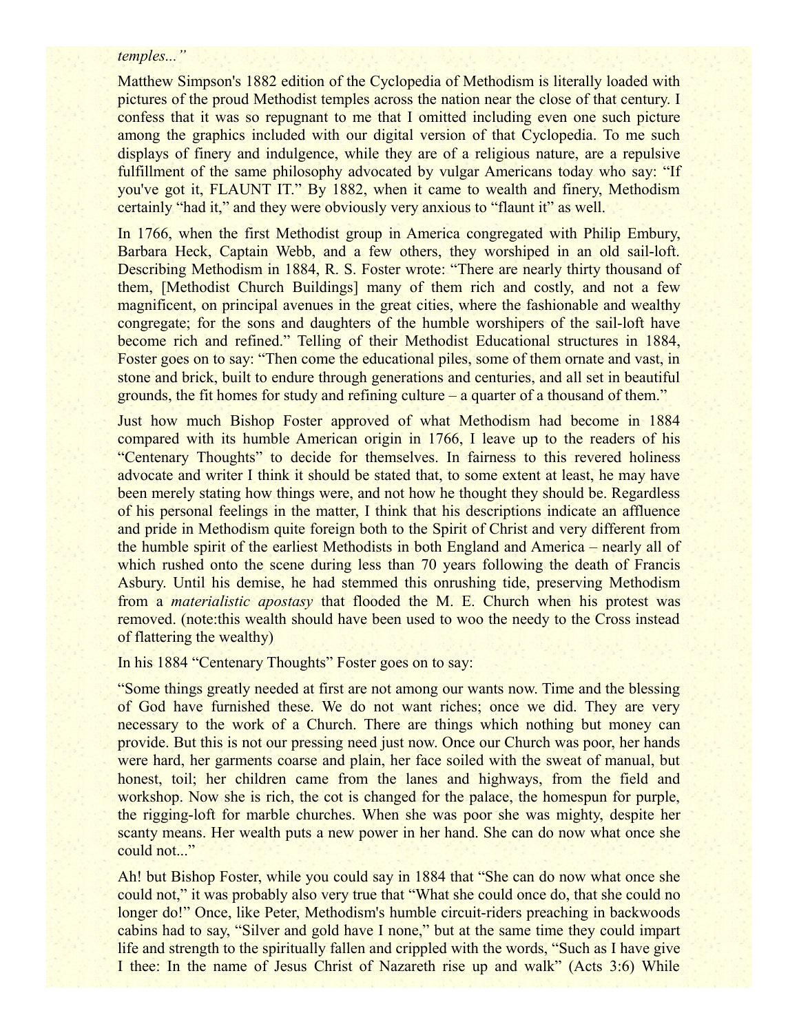*temples..."*

Matthew Simpson's 1882 edition of the Cyclopedia of Methodism is literally loaded with pictures of the proud Methodist temples across the nation near the close of that century. I confess that it was so repugnant to me that I omitted including even one such picture among the graphics included with our digital version of that Cyclopedia. To me such displays of finery and indulgence, while they are of a religious nature, are a repulsive fulfillment of the same philosophy advocated by vulgar Americans today who say: "If you've got it, FLAUNT IT." By 1882, when it came to wealth and finery, Methodism certainly "had it," and they were obviously very anxious to "flaunt it" as well.

In 1766, when the first Methodist group in America congregated with Philip Embury, Barbara Heck, Captain Webb, and a few others, they worshiped in an old sail-loft. Describing Methodism in 1884, R. S. Foster wrote: "There are nearly thirty thousand of them, [Methodist Church Buildings] many of them rich and costly, and not a few magnificent, on principal avenues in the great cities, where the fashionable and wealthy congregate; for the sons and daughters of the humble worshipers of the sail-loft have become rich and refined." Telling of their Methodist Educational structures in 1884, Foster goes on to say: "Then come the educational piles, some of them ornate and vast, in stone and brick, built to endure through generations and centuries, and all set in beautiful grounds, the fit homes for study and refining culture – a quarter of a thousand of them."

Just how much Bishop Foster approved of what Methodism had become in 1884 compared with its humble American origin in 1766, I leave up to the readers of his "Centenary Thoughts" to decide for themselves. In fairness to this revered holiness advocate and writer I think it should be stated that, to some extent at least, he may have been merely stating how things were, and not how he thought they should be. Regardless of his personal feelings in the matter, I think that his descriptions indicate an affluence and pride in Methodism quite foreign both to the Spirit of Christ and very different from the humble spirit of the earliest Methodists in both England and America – nearly all of which rushed onto the scene during less than 70 years following the death of Francis Asbury. Until his demise, he had stemmed this onrushing tide, preserving Methodism from a *materialistic apostasy* that flooded the M. E. Church when his protest was removed. (note:this wealth should have been used to woo the needy to the Cross instead of flattering the wealthy)

In his 1884 "Centenary Thoughts" Foster goes on to say:

"Some things greatly needed at first are not among our wants now. Time and the blessing of God have furnished these. We do not want riches; once we did. They are very necessary to the work of a Church. There are things which nothing but money can provide. But this is not our pressing need just now. Once our Church was poor, her hands were hard, her garments coarse and plain, her face soiled with the sweat of manual, but honest, toil; her children came from the lanes and highways, from the field and workshop. Now she is rich, the cot is changed for the palace, the homespun for purple, the rigging-loft for marble churches. When she was poor she was mighty, despite her scanty means. Her wealth puts a new power in her hand. She can do now what once she could not..."

Ah! but Bishop Foster, while you could say in 1884 that "She can do now what once she could not," it was probably also very true that "What she could once do, that she could no longer do!" Once, like Peter, Methodism's humble circuit-riders preaching in backwoods cabins had to say, "Silver and gold have I none," but at the same time they could impart life and strength to the spiritually fallen and crippled with the words, "Such as I have give I thee: In the name of Jesus Christ of Nazareth rise up and walk" (Acts 3:6) While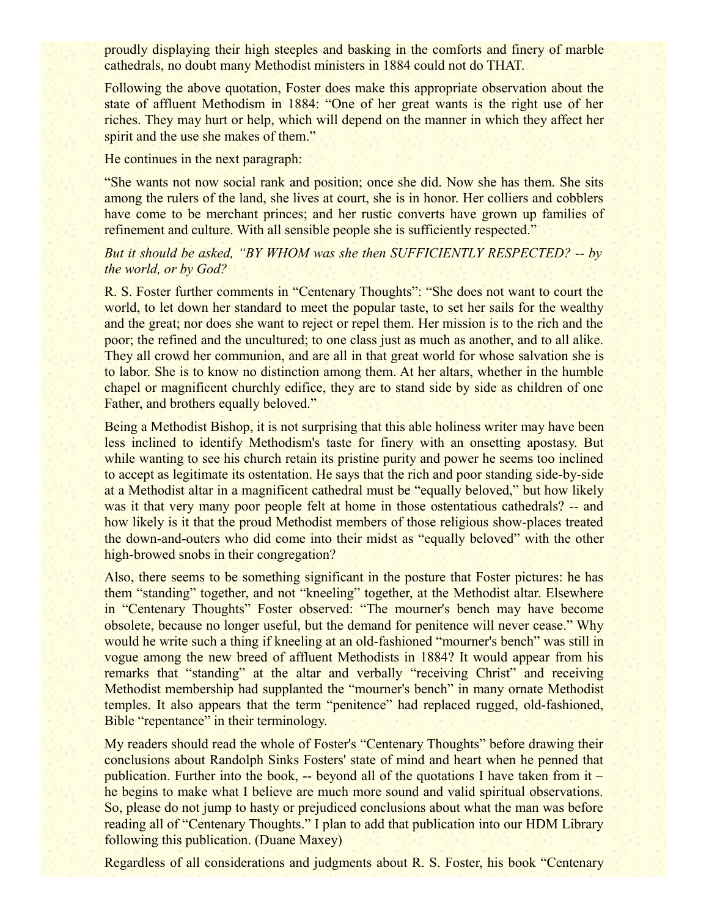proudly displaying their high steeples and basking in the comforts and finery of marble cathedrals, no doubt many Methodist ministers in 1884 could not do THAT.

Following the above quotation, Foster does make this appropriate observation about the state of affluent Methodism in 1884: "One of her great wants is the right use of her riches. They may hurt or help, which will depend on the manner in which they affect her spirit and the use she makes of them."

He continues in the next paragraph:

"She wants not now social rank and position; once she did. Now she has them. She sits among the rulers of the land, she lives at court, she is in honor. Her colliers and cobblers have come to be merchant princes; and her rustic converts have grown up families of refinement and culture. With all sensible people she is sufficiently respected."

*But it should be asked, "BY WHOM was she then SUFFICIENTLY RESPECTED? -- by the world, or by God?*

R. S. Foster further comments in "Centenary Thoughts": "She does not want to court the world, to let down her standard to meet the popular taste, to set her sails for the wealthy and the great; nor does she want to reject or repel them. Her mission is to the rich and the poor; the refined and the uncultured; to one class just as much as another, and to all alike. They all crowd her communion, and are all in that great world for whose salvation she is to labor. She is to know no distinction among them. At her altars, whether in the humble chapel or magnificent churchly edifice, they are to stand side by side as children of one Father, and brothers equally beloved."

Being a Methodist Bishop, it is not surprising that this able holiness writer may have been less inclined to identify Methodism's taste for finery with an onsetting apostasy. But while wanting to see his church retain its pristine purity and power he seems too inclined to accept as legitimate its ostentation. He says that the rich and poor standing side-by-side at a Methodist altar in a magnificent cathedral must be "equally beloved," but how likely was it that very many poor people felt at home in those ostentatious cathedrals? -- and how likely is it that the proud Methodist members of those religious show-places treated the down-and-outers who did come into their midst as "equally beloved" with the other high-browed snobs in their congregation?

Also, there seems to be something significant in the posture that Foster pictures: he has them "standing" together, and not "kneeling" together, at the Methodist altar. Elsewhere in "Centenary Thoughts" Foster observed: "The mourner's bench may have become obsolete, because no longer useful, but the demand for penitence will never cease." Why would he write such a thing if kneeling at an old-fashioned "mourner's bench" was still in vogue among the new breed of affluent Methodists in 1884? It would appear from his remarks that "standing" at the altar and verbally "receiving Christ" and receiving Methodist membership had supplanted the "mourner's bench" in many ornate Methodist temples. It also appears that the term "penitence" had replaced rugged, old-fashioned, Bible "repentance" in their terminology.

My readers should read the whole of Foster's "Centenary Thoughts" before drawing their conclusions about Randolph Sinks Fosters' state of mind and heart when he penned that publication. Further into the book, -- beyond all of the quotations I have taken from it – he begins to make what I believe are much more sound and valid spiritual observations. So, please do not jump to hasty or prejudiced conclusions about what the man was before reading all of "Centenary Thoughts." I plan to add that publication into our HDM Library following this publication. (Duane Maxey)

Regardless of all considerations and judgments about R. S. Foster, his book "Centenary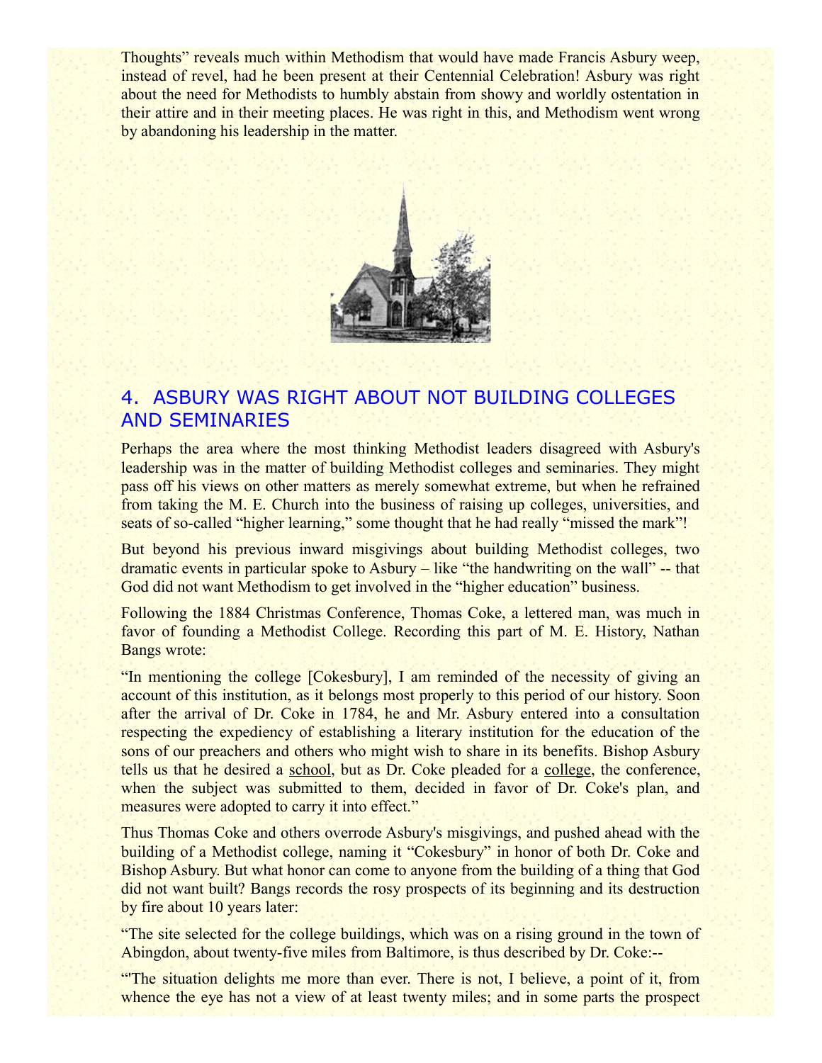Thoughts" reveals much within Methodism that would have made Francis Asbury weep, instead of revel, had he been present at their Centennial Celebration! Asbury was right about the need for Methodists to humbly abstain from showy and worldly ostentation in their attire and in their meeting places. He was right in this, and Methodism went wrong by abandoning his leadership in the matter.

## 4. ASBURY WAS RIGHT ABOUT NOT BUILDING COLLEGES AND SEMINARIES

Perhaps the area where the most thinking Methodist leaders disagreed with Asbury's leadership was in the matter of building Methodist colleges and seminaries. They might pass off his views on other matters as merely somewhat extreme, but when he refrained from taking the M. E. Church into the business of raising up colleges, universities, and seats of so-called "higher learning," some thought that he had really "missed the mark"!

But beyond his previous inward misgivings about building Methodist colleges, two dramatic events in particular spoke to Asbury – like "the handwriting on the wall" -- that God did not want Methodism to get involved in the "higher education" business.

Following the 1884 Christmas Conference, Thomas Coke, a lettered man, was much in favor of founding a Methodist College. Recording this part of M. E. History, Nathan Bangs wrote:

"In mentioning the college [Cokesbury], I am reminded of the necessity of giving an account of this institution, as it belongs most properly to this period of our history. Soon after the arrival of Dr. Coke in 1784, he and Mr. Asbury entered into a consultation respecting the expediency of establishing a literary institution for the education of the sons of our preachers and others who might wish to share in its benefits. Bishop Asbury tells us that he desired a school, but as Dr. Coke pleaded for a college, the conference, when the subject was submitted to them, decided in favor of Dr. Coke's plan, and measures were adopted to carry it into effect."

Thus Thomas Coke and others overrode Asbury's misgivings, and pushed ahead with the building of a Methodist college, naming it "Cokesbury" in honor of both Dr. Coke and Bishop Asbury. But what honor can come to anyone from the building of a thing that God did not want built? Bangs records the rosy prospects of its beginning and its destruction by fire about 10 years later:

"The site selected for the college buildings, which was on a rising ground in the town of Abingdon, about twenty-five miles from Baltimore, is thus described by Dr. Coke:--

"'The situation delights me more than ever. There is not, I believe, a point of it, from whence the eye has not a view of at least twenty miles; and in some parts the prospect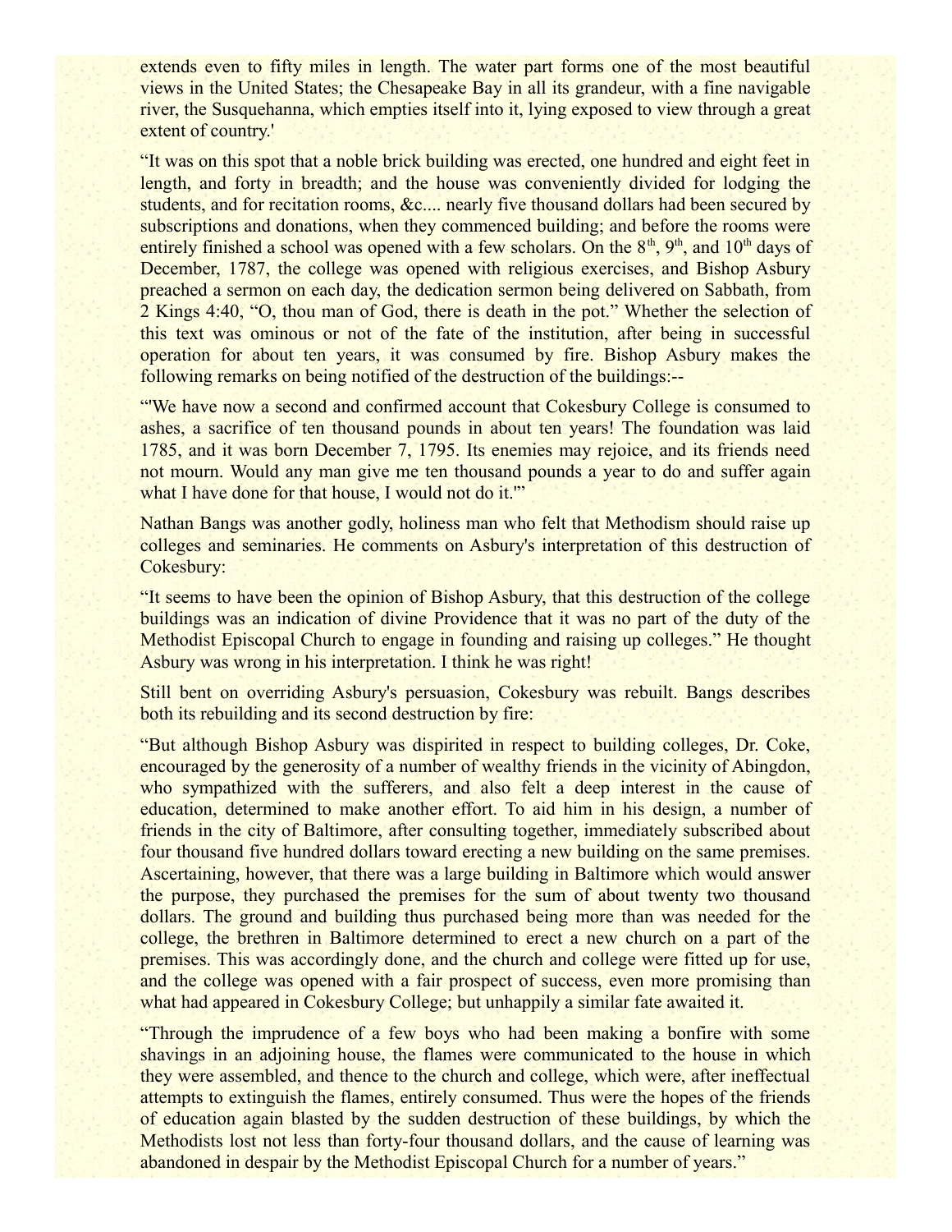extends even to fifty miles in length. The water part forms one of the most beautiful views in the United States; the Chesapeake Bay in all its grandeur, with a fine navigable river, the Susquehanna, which empties itself into it, lying exposed to view through a great extent of country.'

"It was on this spot that a noble brick building was erected, one hundred and eight feet in length, and forty in breadth; and the house was conveniently divided for lodging the students, and for recitation rooms, &c.... nearly five thousand dollars had been secured by subscriptions and donations, when they commenced building; and before the rooms were entirely finished a school was opened with a few scholars. On the 8th, 9th, and 10th days of December, 1787, the college was opened with religious exercises, and Bishop Asbury preached a sermon on each day, the dedication sermon being delivered on Sabbath, from 2 Kings 4:40, "O, thou man of God, there is death in the pot." Whether the selection of this text was ominous or not of the fate of the institution, after being in successful operation for about ten years, it was consumed by fire. Bishop Asbury makes the following remarks on being notified of the destruction of the buildings:--

"'We have now a second and confirmed account that Cokesbury College is consumed to ashes, a sacrifice of ten thousand pounds in about ten years! The foundation was laid 1785, and it was born December 7, 1795. Its enemies may rejoice, and its friends need not mourn. Would any man give me ten thousand pounds a year to do and suffer again what I have done for that house, I would not do it.'"

Nathan Bangs was another godly, holiness man who felt that Methodism should raise up colleges and seminaries. He comments on Asbury's interpretation of this destruction of Cokesbury:

"It seems to have been the opinion of Bishop Asbury, that this destruction of the college buildings was an indication of divine Providence that it was no part of the duty of the Methodist Episcopal Church to engage in founding and raising up colleges." He thought Asbury was wrong in his interpretation. I think he was right!

Still bent on overriding Asbury's persuasion, Cokesbury was rebuilt. Bangs describes both its rebuilding and its second destruction by fire:

"But although Bishop Asbury was dispirited in respect to building colleges, Dr. Coke, encouraged by the generosity of a number of wealthy friends in the vicinity of Abingdon, who sympathized with the sufferers, and also felt a deep interest in the cause of education, determined to make another effort. To aid him in his design, a number of friends in the city of Baltimore, after consulting together, immediately subscribed about four thousand five hundred dollars toward erecting a new building on the same premises. Ascertaining, however, that there was a large building in Baltimore which would answer the purpose, they purchased the premises for the sum of about twenty two thousand dollars. The ground and building thus purchased being more than was needed for the college, the brethren in Baltimore determined to erect a new church on a part of the premises. This was accordingly done, and the church and college were fitted up for use, and the college was opened with a fair prospect of success, even more promising than what had appeared in Cokesbury College; but unhappily a similar fate awaited it.

"Through the imprudence of a few boys who had been making a bonfire with some shavings in an adjoining house, the flames were communicated to the house in which they were assembled, and thence to the church and college, which were, after ineffectual attempts to extinguish the flames, entirely consumed. Thus were the hopes of the friends of education again blasted by the sudden destruction of these buildings, by which the Methodists lost not less than forty-four thousand dollars, and the cause of learning was abandoned in despair by the Methodist Episcopal Church for a number of years."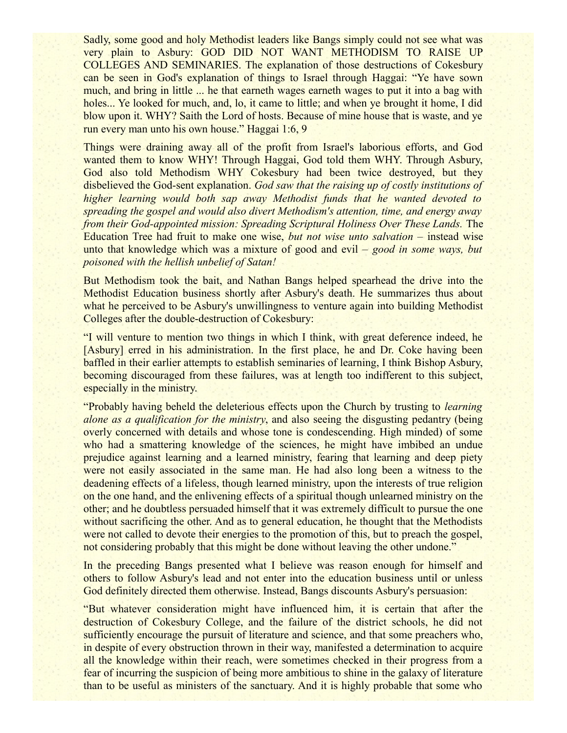Sadly, some good and holy Methodist leaders like Bangs simply could not see what was very plain to Asbury: GOD DID NOT WANT METHODISM TO RAISE UP COLLEGES AND SEMINARIES. The explanation of those destructions of Cokesbury can be seen in God's explanation of things to Israel through Haggai: "Ye have sown much, and bring in little ... he that earneth wages earneth wages to put it into a bag with holes... Ye looked for much, and, lo, it came to little; and when ye brought it home, I did blow upon it. WHY? Saith the Lord of hosts. Because of mine house that is waste, and ye run every man unto his own house." Haggai 1:6, 9

Things were draining away all of the profit from Israel's laborious efforts, and God wanted them to know WHY! Through Haggai, God told them WHY. Through Asbury, God also told Methodism WHY Cokesbury had been twice destroyed, but they disbelieved the God-sent explanation. *God saw that the raising up of costly institutions of higher learning would both sap away Methodist funds that he wanted devoted to spreading the gospel and would also divert Methodism's attention, time, and energy away from their God-appointed mission: Spreading Scriptural Holiness Over These Lands.* The Education Tree had fruit to make one wise, *but not wise unto salvation* – instead wise unto that knowledge which was a mixture of good and evil – *good in some ways, but poisoned with the hellish unbelief of Satan!*

But Methodism took the bait, and Nathan Bangs helped spearhead the drive into the Methodist Education business shortly after Asbury's death. He summarizes thus about what he perceived to be Asbury's unwillingness to venture again into building Methodist Colleges after the double-destruction of Cokesbury:

"I will venture to mention two things in which I think, with great deference indeed, he [Asbury] erred in his administration. In the first place, he and Dr. Coke having been baffled in their earlier attempts to establish seminaries of learning, I think Bishop Asbury, becoming discouraged from these failures, was at length too indifferent to this subject, especially in the ministry.

"Probably having beheld the deleterious effects upon the Church by trusting to *learning alone as a qualification for the ministry*, and also seeing the disgusting pedantry (being overly concerned with details and whose tone is condescending. High minded) of some who had a smattering knowledge of the sciences, he might have imbibed an undue prejudice against learning and a learned ministry, fearing that learning and deep piety were not easily associated in the same man. He had also long been a witness to the deadening effects of a lifeless, though learned ministry, upon the interests of true religion on the one hand, and the enlivening effects of a spiritual though unlearned ministry on the other; and he doubtless persuaded himself that it was extremely difficult to pursue the one without sacrificing the other. And as to general education, he thought that the Methodists were not called to devote their energies to the promotion of this, but to preach the gospel, not considering probably that this might be done without leaving the other undone."

In the preceding Bangs presented what I believe was reason enough for himself and others to follow Asbury's lead and not enter into the education business until or unless God definitely directed them otherwise. Instead, Bangs discounts Asbury's persuasion:

"But whatever consideration might have influenced him, it is certain that after the destruction of Cokesbury College, and the failure of the district schools, he did not sufficiently encourage the pursuit of literature and science, and that some preachers who, in despite of every obstruction thrown in their way, manifested a determination to acquire all the knowledge within their reach, were sometimes checked in their progress from a fear of incurring the suspicion of being more ambitious to shine in the galaxy of literature than to be useful as ministers of the sanctuary. And it is highly probable that some who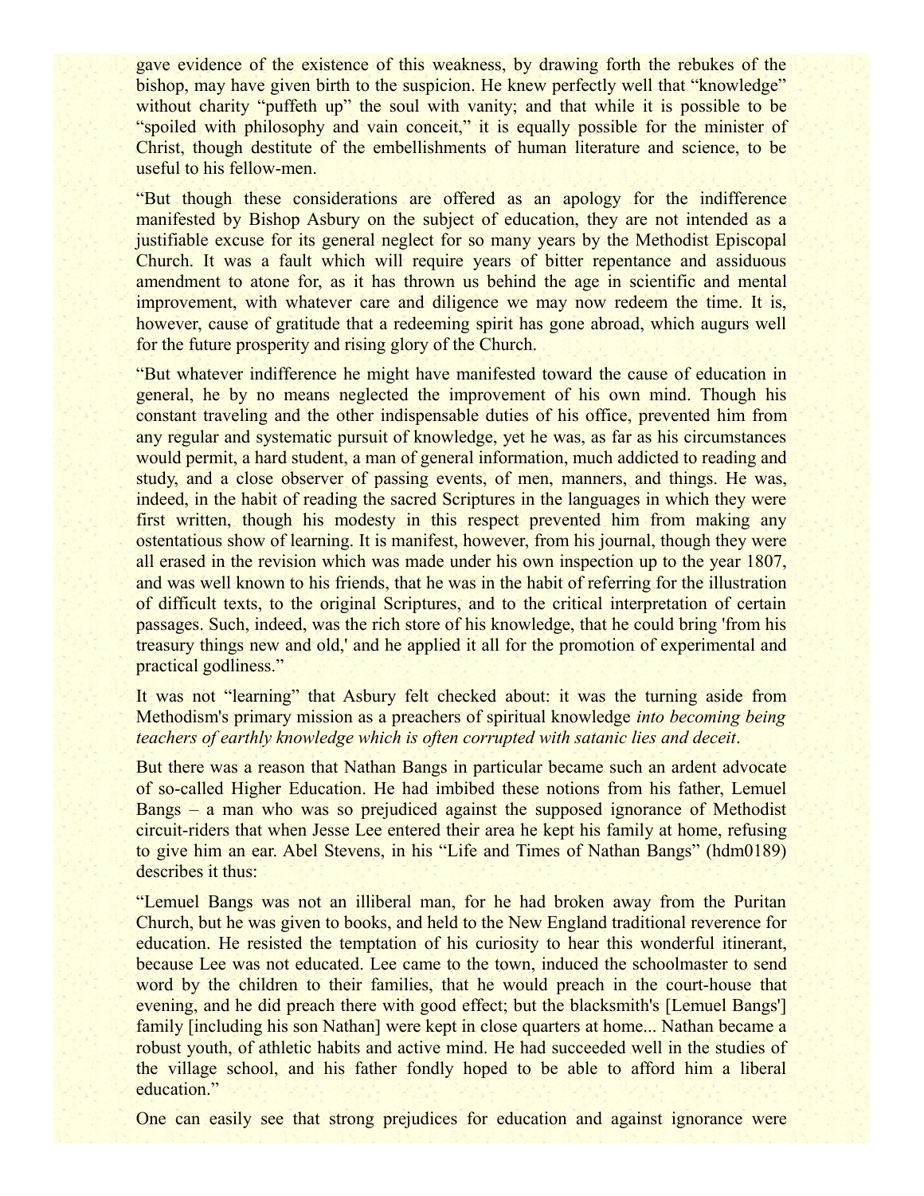gave evidence of the existence of this weakness, by drawing forth the rebukes of the bishop, may have given birth to the suspicion. He knew perfectly well that "knowledge" without charity "puffeth up" the soul with vanity; and that while it is possible to be "spoiled with philosophy and vain conceit," it is equally possible for the minister of Christ, though destitute of the embellishments of human literature and science, to be useful to his fellow-men.

"But though these considerations are offered as an apology for the indifference manifested by Bishop Asbury on the subject of education, they are not intended as a justifiable excuse for its general neglect for so many years by the Methodist Episcopal Church. It was a fault which will require years of bitter repentance and assiduous amendment to atone for, as it has thrown us behind the age in scientific and mental improvement, with whatever care and diligence we may now redeem the time. It is, however, cause of gratitude that a redeeming spirit has gone abroad, which augurs well for the future prosperity and rising glory of the Church.

"But whatever indifference he might have manifested toward the cause of education in general, he by no means neglected the improvement of his own mind. Though his constant traveling and the other indispensable duties of his office, prevented him from any regular and systematic pursuit of knowledge, yet he was, as far as his circumstances would permit, a hard student, a man of general information, much addicted to reading and study, and a close observer of passing events, of men, manners, and things. He was, indeed, in the habit of reading the sacred Scriptures in the languages in which they were first written, though his modesty in this respect prevented him from making any ostentatious show of learning. It is manifest, however, from his journal, though they were all erased in the revision which was made under his own inspection up to the year 1807, and was well known to his friends, that he was in the habit of referring for the illustration of difficult texts, to the original Scriptures, and to the critical interpretation of certain passages. Such, indeed, was the rich store of his knowledge, that he could bring 'from his treasury things new and old,' and he applied it all for the promotion of experimental and practical godliness."

It was not "learning" that Asbury felt checked about: it was the turning aside from Methodism's primary mission as a preachers of spiritual knowledge *into becoming being teachers of earthly knowledge which is often corrupted with satanic lies and deceit*.

But there was a reason that Nathan Bangs in particular became such an ardent advocate of so-called Higher Education. He had imbibed these notions from his father, Lemuel Bangs – a man who was so prejudiced against the supposed ignorance of Methodist circuit-riders that when Jesse Lee entered their area he kept his family at home, refusing to give him an ear. Abel Stevens, in his "Life and Times of Nathan Bangs" (hdm0189) describes it thus:

"Lemuel Bangs was not an illiberal man, for he had broken away from the Puritan Church, but he was given to books, and held to the New England traditional reverence for education. He resisted the temptation of his curiosity to hear this wonderful itinerant, because Lee was not educated. Lee came to the town, induced the schoolmaster to send word by the children to their families, that he would preach in the court-house that evening, and he did preach there with good effect; but the blacksmith's [Lemuel Bangs'] family [including his son Nathan] were kept in close quarters at home... Nathan became a robust youth, of athletic habits and active mind. He had succeeded well in the studies of the village school, and his father fondly hoped to be able to afford him a liberal education."

One can easily see that strong prejudices for education and against ignorance were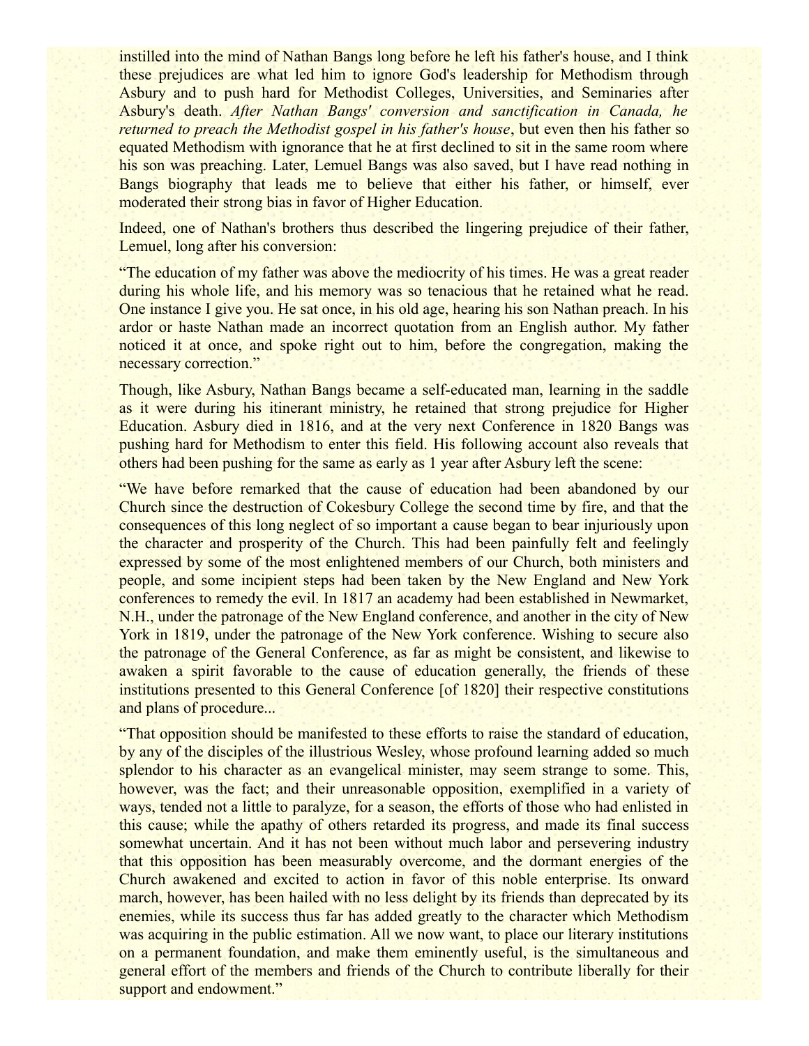instilled into the mind of Nathan Bangs long before he left his father's house, and I think these prejudices are what led him to ignore God's leadership for Methodism through Asbury and to push hard for Methodist Colleges, Universities, and Seminaries after Asbury's death. *After Nathan Bangs' conversion and sanctification in Canada, he returned to preach the Methodist gospel in his father's house*, but even then his father so equated Methodism with ignorance that he at first declined to sit in the same room where his son was preaching. Later, Lemuel Bangs was also saved, but I have read nothing in Bangs biography that leads me to believe that either his father, or himself, ever moderated their strong bias in favor of Higher Education.

Indeed, one of Nathan's brothers thus described the lingering prejudice of their father, Lemuel, long after his conversion:

"The education of my father was above the mediocrity of his times. He was a great reader during his whole life, and his memory was so tenacious that he retained what he read. One instance I give you. He sat once, in his old age, hearing his son Nathan preach. In his ardor or haste Nathan made an incorrect quotation from an English author. My father noticed it at once, and spoke right out to him, before the congregation, making the necessary correction."

Though, like Asbury, Nathan Bangs became a self-educated man, learning in the saddle as it were during his itinerant ministry, he retained that strong prejudice for Higher Education. Asbury died in 1816, and at the very next Conference in 1820 Bangs was pushing hard for Methodism to enter this field. His following account also reveals that others had been pushing for the same as early as 1 year after Asbury left the scene:

"We have before remarked that the cause of education had been abandoned by our Church since the destruction of Cokesbury College the second time by fire, and that the consequences of this long neglect of so important a cause began to bear injuriously upon the character and prosperity of the Church. This had been painfully felt and feelingly expressed by some of the most enlightened members of our Church, both ministers and people, and some incipient steps had been taken by the New England and New York conferences to remedy the evil. In 1817 an academy had been established in Newmarket, N.H., under the patronage of the New England conference, and another in the city of New York in 1819, under the patronage of the New York conference. Wishing to secure also the patronage of the General Conference, as far as might be consistent, and likewise to awaken a spirit favorable to the cause of education generally, the friends of these institutions presented to this General Conference [of 1820] their respective constitutions and plans of procedure...

"That opposition should be manifested to these efforts to raise the standard of education, by any of the disciples of the illustrious Wesley, whose profound learning added so much splendor to his character as an evangelical minister, may seem strange to some. This, however, was the fact; and their unreasonable opposition, exemplified in a variety of ways, tended not a little to paralyze, for a season, the efforts of those who had enlisted in this cause; while the apathy of others retarded its progress, and made its final success somewhat uncertain. And it has not been without much labor and persevering industry that this opposition has been measurably overcome, and the dormant energies of the Church awakened and excited to action in favor of this noble enterprise. Its onward march, however, has been hailed with no less delight by its friends than deprecated by its enemies, while its success thus far has added greatly to the character which Methodism was acquiring in the public estimation. All we now want, to place our literary institutions on a permanent foundation, and make them eminently useful, is the simultaneous and general effort of the members and friends of the Church to contribute liberally for their support and endowment."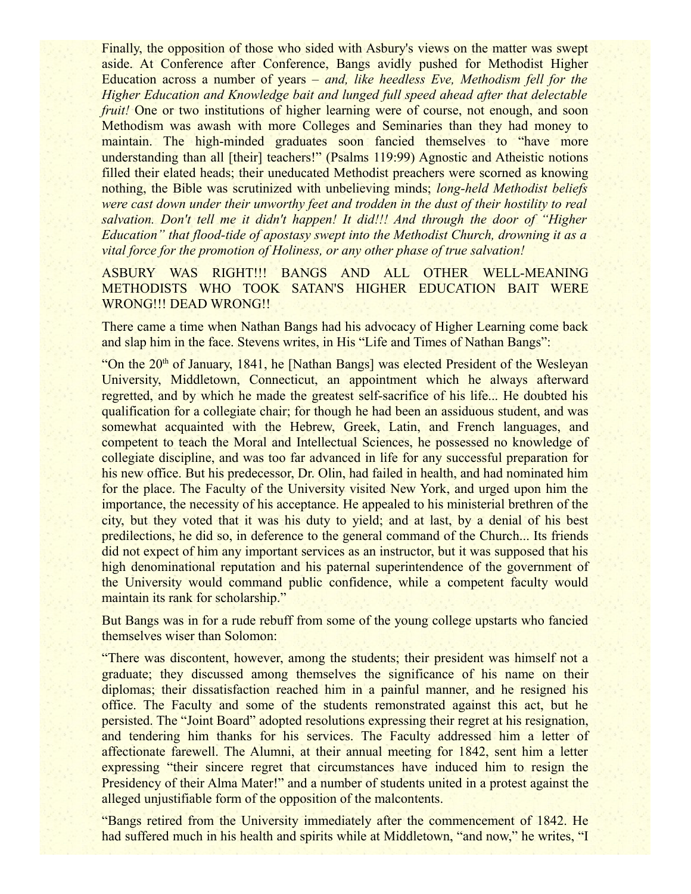Finally, the opposition of those who sided with Asbury's views on the matter was swept aside. At Conference after Conference, Bangs avidly pushed for Methodist Higher Education across a number of years – *and, like heedless Eve, Methodism fell for the Higher Education and Knowledge bait and lunged full speed ahead after that delectable fruit!* One or two institutions of higher learning were of course, not enough, and soon Methodism was awash with more Colleges and Seminaries than they had money to maintain. The high-minded graduates soon fancied themselves to "have more understanding than all [their] teachers!" (Psalms 119:99) Agnostic and Atheistic notions filled their elated heads; their uneducated Methodist preachers were scorned as knowing nothing, the Bible was scrutinized with unbelieving minds; *long-held Methodist beliefs were cast down under their unworthy feet and trodden in the dust of their hostility to real salvation. Don't tell me it didn't happen! It did!!! And through the door of "Higher Education" that flood-tide of apostasy swept into the Methodist Church, drowning it as a vital force for the promotion of Holiness, or any other phase of true salvation!*

ASBURY WAS RIGHT!!! BANGS AND ALL OTHER WELL-MEANING METHODISTS WHO TOOK SATAN'S HIGHER EDUCATION BAIT WERE WRONG!!! DEAD WRONG!!

There came a time when Nathan Bangs had his advocacy of Higher Learning come back and slap him in the face. Stevens writes, in His "Life and Times of Nathan Bangs":

"On the 20th of January, 1841, he [Nathan Bangs] was elected President of the Wesleyan University, Middletown, Connecticut, an appointment which he always afterward regretted, and by which he made the greatest self-sacrifice of his life... He doubted his qualification for a collegiate chair; for though he had been an assiduous student, and was somewhat acquainted with the Hebrew, Greek, Latin, and French languages, and competent to teach the Moral and Intellectual Sciences, he possessed no knowledge of collegiate discipline, and was too far advanced in life for any successful preparation for his new office. But his predecessor, Dr. Olin, had failed in health, and had nominated him for the place. The Faculty of the University visited New York, and urged upon him the importance, the necessity of his acceptance. He appealed to his ministerial brethren of the city, but they voted that it was his duty to yield; and at last, by a denial of his best predilections, he did so, in deference to the general command of the Church... Its friends did not expect of him any important services as an instructor, but it was supposed that his high denominational reputation and his paternal superintendence of the government of the University would command public confidence, while a competent faculty would maintain its rank for scholarship."

But Bangs was in for a rude rebuff from some of the young college upstarts who fancied themselves wiser than Solomon:

"There was discontent, however, among the students; their president was himself not a graduate; they discussed among themselves the significance of his name on their diplomas; their dissatisfaction reached him in a painful manner, and he resigned his office. The Faculty and some of the students remonstrated against this act, but he persisted. The "Joint Board" adopted resolutions expressing their regret at his resignation, and tendering him thanks for his services. The Faculty addressed him a letter of affectionate farewell. The Alumni, at their annual meeting for 1842, sent him a letter expressing "their sincere regret that circumstances have induced him to resign the Presidency of their Alma Mater!" and a number of students united in a protest against the alleged unjustifiable form of the opposition of the malcontents.

"Bangs retired from the University immediately after the commencement of 1842. He had suffered much in his health and spirits while at Middletown, "and now," he writes, "I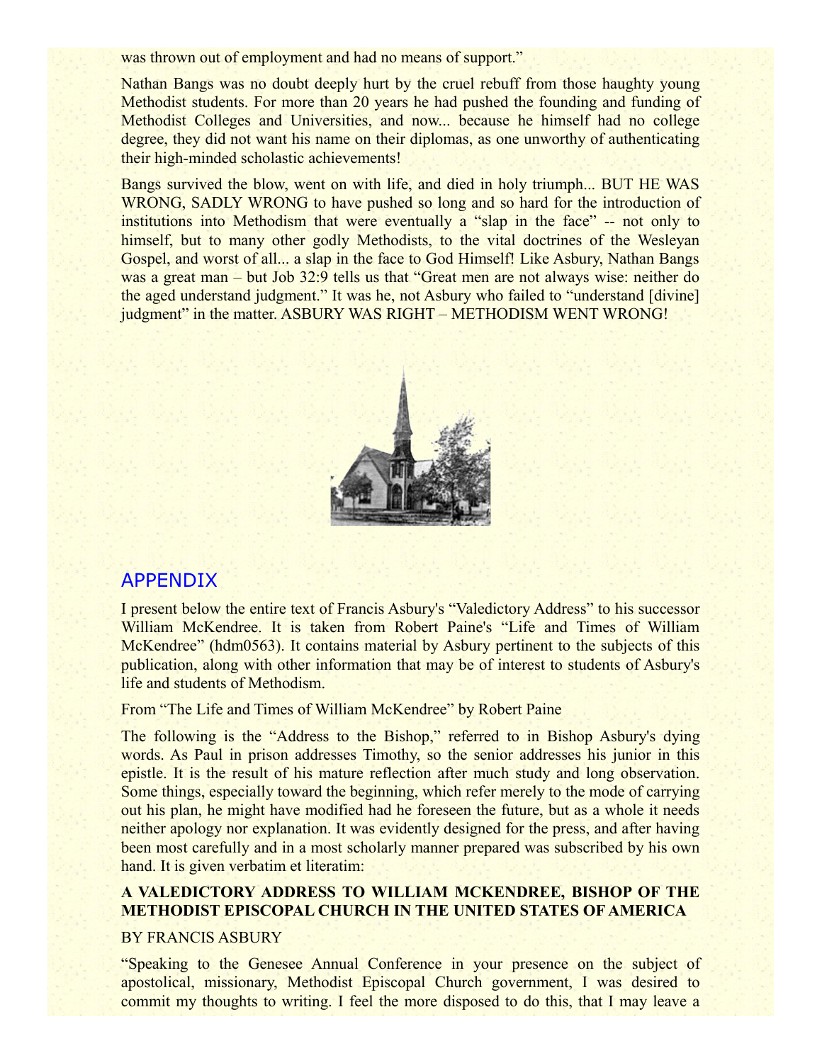was thrown out of employment and had no means of support."

Nathan Bangs was no doubt deeply hurt by the cruel rebuff from those haughty young Methodist students. For more than 20 years he had pushed the founding and funding of Methodist Colleges and Universities, and now... because he himself had no college degree, they did not want his name on their diplomas, as one unworthy of authenticating their high-minded scholastic achievements!

Bangs survived the blow, went on with life, and died in holy triumph... BUT HE WAS WRONG, SADLY WRONG to have pushed so long and so hard for the introduction of institutions into Methodism that were eventually a "slap in the face" -- not only to himself, but to many other godly Methodists, to the vital doctrines of the Wesleyan Gospel, and worst of all... a slap in the face to God Himself! Like Asbury, Nathan Bangs was a great man – but Job 32:9 tells us that "Great men are not always wise: neither do the aged understand judgment." It was he, not Asbury who failed to "understand [divine] judgment" in the matter. ASBURY WAS RIGHT – METHODISM WENT WRONG!

## APPENDIX

I present below the entire text of Francis Asbury's "Valedictory Address" to his successor William McKendree. It is taken from Robert Paine's "Life and Times of William McKendree" (hdm0563). It contains material by Asbury pertinent to the subjects of this publication, along with other information that may be of interest to students of Asbury's life and students of Methodism.

From "The Life and Times of William McKendree" by Robert Paine

The following is the "Address to the Bishop," referred to in Bishop Asbury's dying words. As Paul in prison addresses Timothy, so the senior addresses his junior in this epistle. It is the result of his mature reflection after much study and long observation. Some things, especially toward the beginning, which refer merely to the mode of carrying out his plan, he might have modified had he foreseen the future, but as a whole it needs neither apology nor explanation. It was evidently designed for the press, and after having been most carefully and in a most scholarly manner prepared was subscribed by his own hand. It is given verbatim et literatim:

**A VALEDICTORY ADDRESS TO WILLIAM MCKENDREE, BISHOP OF THE METHODIST EPISCOPAL CHURCH IN THE UNITED STATES OF AMERICA**

BY FRANCIS ASBURY

"Speaking to the Genesee Annual Conference in your presence on the subject of apostolical, missionary, Methodist Episcopal Church government, I was desired to commit my thoughts to writing. I feel the more disposed to do this, that I may leave a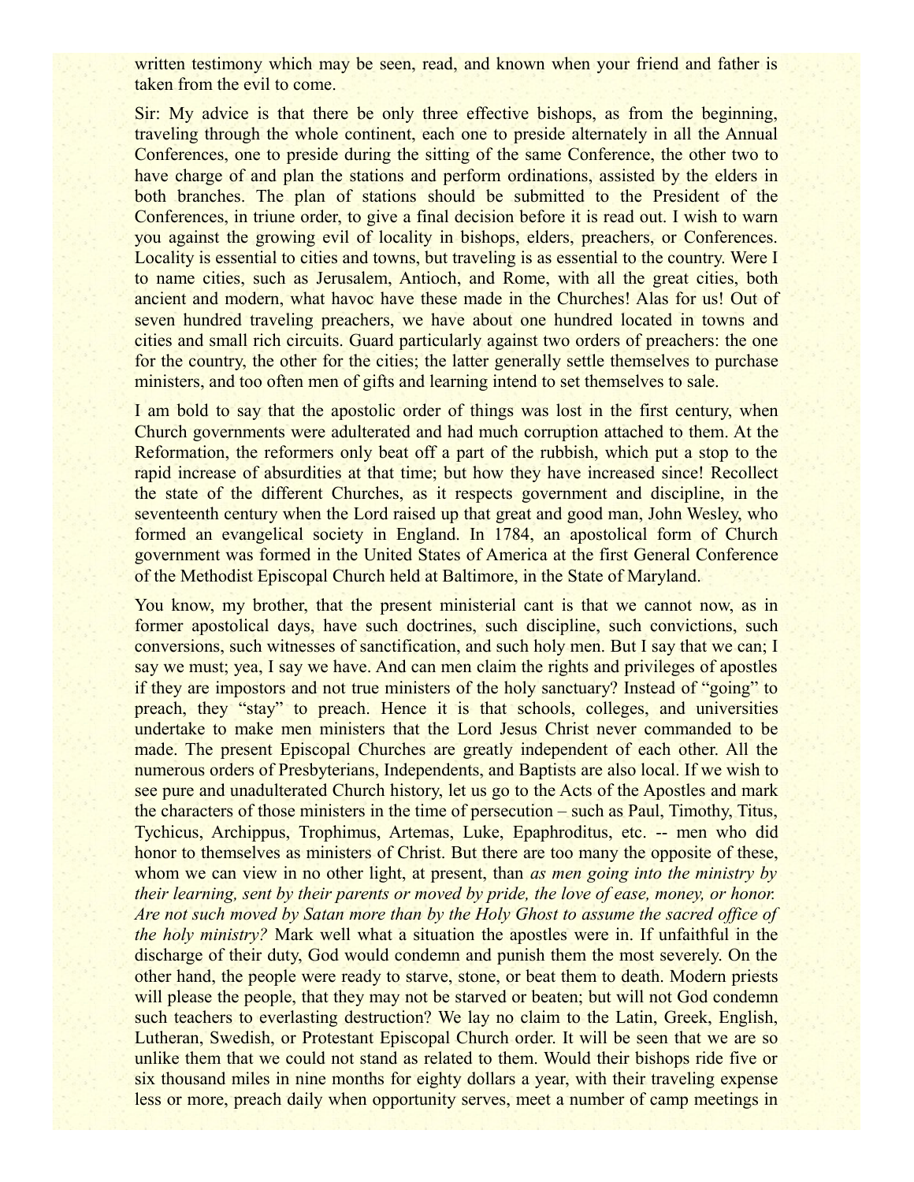written testimony which may be seen, read, and known when your friend and father is taken from the evil to come.

Sir: My advice is that there be only three effective bishops, as from the beginning, traveling through the whole continent, each one to preside alternately in all the Annual Conferences, one to preside during the sitting of the same Conference, the other two to have charge of and plan the stations and perform ordinations, assisted by the elders in both branches. The plan of stations should be submitted to the President of the Conferences, in triune order, to give a final decision before it is read out. I wish to warn you against the growing evil of locality in bishops, elders, preachers, or Conferences. Locality is essential to cities and towns, but traveling is as essential to the country. Were I to name cities, such as Jerusalem, Antioch, and Rome, with all the great cities, both ancient and modern, what havoc have these made in the Churches! Alas for us! Out of seven hundred traveling preachers, we have about one hundred located in towns and cities and small rich circuits. Guard particularly against two orders of preachers: the one for the country, the other for the cities; the latter generally settle themselves to purchase ministers, and too often men of gifts and learning intend to set themselves to sale.

I am bold to say that the apostolic order of things was lost in the first century, when Church governments were adulterated and had much corruption attached to them. At the Reformation, the reformers only beat off a part of the rubbish, which put a stop to the rapid increase of absurdities at that time; but how they have increased since! Recollect the state of the different Churches, as it respects government and discipline, in the seventeenth century when the Lord raised up that great and good man, John Wesley, who formed an evangelical society in England. In 1784, an apostolical form of Church government was formed in the United States of America at the first General Conference of the Methodist Episcopal Church held at Baltimore, in the State of Maryland.

You know, my brother, that the present ministerial cant is that we cannot now, as in former apostolical days, have such doctrines, such discipline, such convictions, such conversions, such witnesses of sanctification, and such holy men. But I say that we can; I say we must; yea, I say we have. And can men claim the rights and privileges of apostles if they are impostors and not true ministers of the holy sanctuary? Instead of "going" to preach, they "stay" to preach. Hence it is that schools, colleges, and universities undertake to make men ministers that the Lord Jesus Christ never commanded to be made. The present Episcopal Churches are greatly independent of each other. All the numerous orders of Presbyterians, Independents, and Baptists are also local. If we wish to see pure and unadulterated Church history, let us go to the Acts of the Apostles and mark the characters of those ministers in the time of persecution – such as Paul, Timothy, Titus, Tychicus, Archippus, Trophimus, Artemas, Luke, Epaphroditus, etc. -- men who did honor to themselves as ministers of Christ. But there are too many the opposite of these, whom we can view in no other light, at present, than *as men going into the ministry by their learning, sent by their parents or moved by pride, the love of ease, money, or honor. Are not such moved by Satan more than by the Holy Ghost to assume the sacred office of the holy ministry?* Mark well what a situation the apostles were in. If unfaithful in the discharge of their duty, God would condemn and punish them the most severely. On the other hand, the people were ready to starve, stone, or beat them to death. Modern priests will please the people, that they may not be starved or beaten; but will not God condemn such teachers to everlasting destruction? We lay no claim to the Latin, Greek, English, Lutheran, Swedish, or Protestant Episcopal Church order. It will be seen that we are so unlike them that we could not stand as related to them. Would their bishops ride five or six thousand miles in nine months for eighty dollars a year, with their traveling expense less or more, preach daily when opportunity serves, meet a number of camp meetings in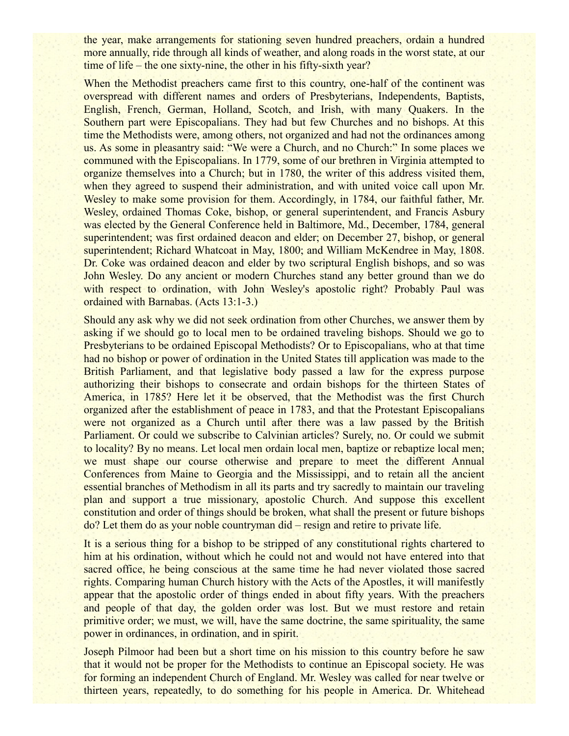the year, make arrangements for stationing seven hundred preachers, ordain a hundred more annually, ride through all kinds of weather, and along roads in the worst state, at our time of life – the one sixty-nine, the other in his fifty-sixth year?

When the Methodist preachers came first to this country, one-half of the continent was overspread with different names and orders of Presbyterians, Independents, Baptists, English, French, German, Holland, Scotch, and Irish, with many Quakers. In the Southern part were Episcopalians. They had but few Churches and no bishops. At this time the Methodists were, among others, not organized and had not the ordinances among us. As some in pleasantry said: "We were a Church, and no Church:" In some places we communed with the Episcopalians. In 1779, some of our brethren in Virginia attempted to organize themselves into a Church; but in 1780, the writer of this address visited them, when they agreed to suspend their administration, and with united voice call upon Mr. Wesley to make some provision for them. Accordingly, in 1784, our faithful father, Mr. Wesley, ordained Thomas Coke, bishop, or general superintendent, and Francis Asbury was elected by the General Conference held in Baltimore, Md., December, 1784, general superintendent; was first ordained deacon and elder; on December 27, bishop, or general superintendent; Richard Whatcoat in May, 1800; and William McKendree in May, 1808. Dr. Coke was ordained deacon and elder by two scriptural English bishops, and so was John Wesley. Do any ancient or modern Churches stand any better ground than we do with respect to ordination, with John Wesley's apostolic right? Probably Paul was ordained with Barnabas. (Acts 13:1-3.)

Should any ask why we did not seek ordination from other Churches, we answer them by asking if we should go to local men to be ordained traveling bishops. Should we go to Presbyterians to be ordained Episcopal Methodists? Or to Episcopalians, who at that time had no bishop or power of ordination in the United States till application was made to the British Parliament, and that legislative body passed a law for the express purpose authorizing their bishops to consecrate and ordain bishops for the thirteen States of America, in 1785? Here let it be observed, that the Methodist was the first Church organized after the establishment of peace in 1783, and that the Protestant Episcopalians were not organized as a Church until after there was a law passed by the British Parliament. Or could we subscribe to Calvinian articles? Surely, no. Or could we submit to locality? By no means. Let local men ordain local men, baptize or rebaptize local men; we must shape our course otherwise and prepare to meet the different Annual Conferences from Maine to Georgia and the Mississippi, and to retain all the ancient essential branches of Methodism in all its parts and try sacredly to maintain our traveling plan and support a true missionary, apostolic Church. And suppose this excellent constitution and order of things should be broken, what shall the present or future bishops do? Let them do as your noble countryman did – resign and retire to private life.

It is a serious thing for a bishop to be stripped of any constitutional rights chartered to him at his ordination, without which he could not and would not have entered into that sacred office, he being conscious at the same time he had never violated those sacred rights. Comparing human Church history with the Acts of the Apostles, it will manifestly appear that the apostolic order of things ended in about fifty years. With the preachers and people of that day, the golden order was lost. But we must restore and retain primitive order; we must, we will, have the same doctrine, the same spirituality, the same power in ordinances, in ordination, and in spirit.

Joseph Pilmoor had been but a short time on his mission to this country before he saw that it would not be proper for the Methodists to continue an Episcopal society. He was for forming an independent Church of England. Mr. Wesley was called for near twelve or thirteen years, repeatedly, to do something for his people in America. Dr. Whitehead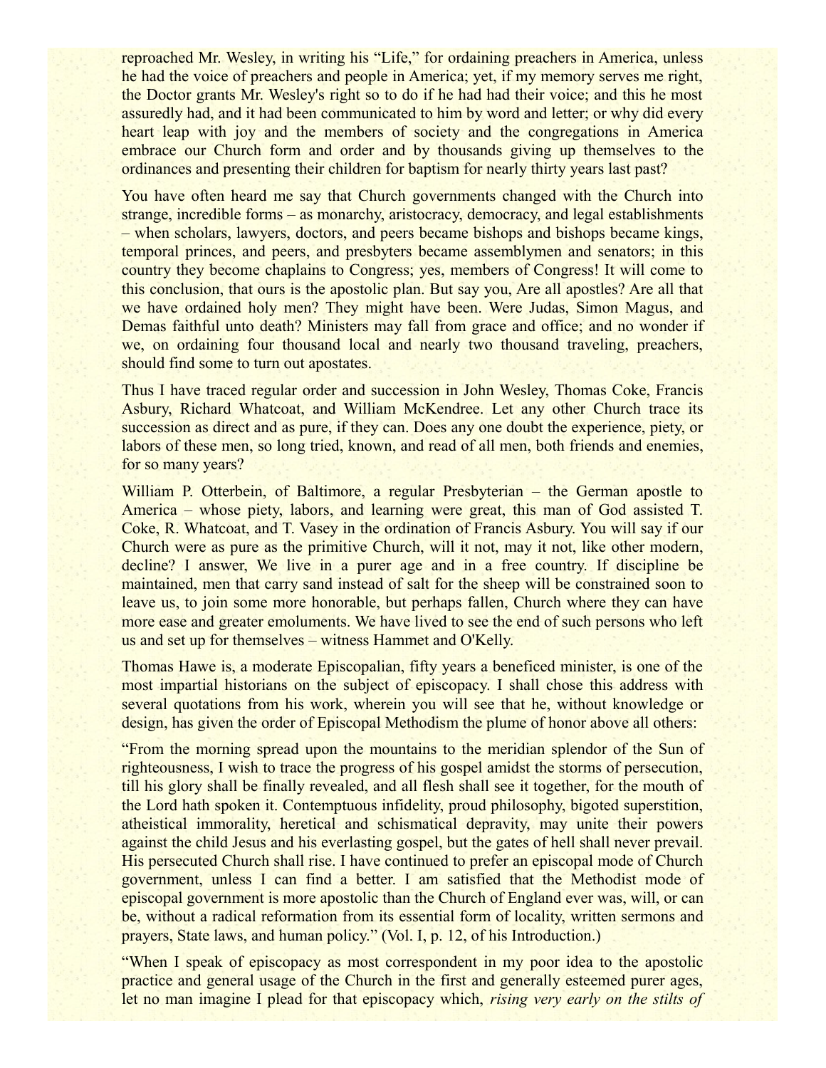reproached Mr. Wesley, in writing his “Life,” for ordaining preachers in America, unless he had the voice of preachers and people in America; yet, if my memory serves me right, the Doctor grants Mr. Wesley's right so to do if he had had their voice; and this he most assuredly had, and it had been communicated to him by word and letter; or why did every heart leap with joy and the members of society and the congregations in America embrace our Church form and order and by thousands giving up themselves to the ordinances and presenting their children for baptism for nearly thirty years last past?

You have often heard me say that Church governments changed with the Church into strange, incredible forms – as monarchy, aristocracy, democracy, and legal establishments – when scholars, lawyers, doctors, and peers became bishops and bishops became kings, temporal princes, and peers, and presbyters became assemblymen and senators; in this country they become chaplains to Congress; yes, members of Congress! It will come to this conclusion, that ours is the apostolic plan. But say you, Are all apostles? Are all that we have ordained holy men? They might have been. Were Judas, Simon Magus, and Demas faithful unto death? Ministers may fall from grace and office; and no wonder if we, on ordaining four thousand local and nearly two thousand traveling, preachers, should find some to turn out apostates.

Thus I have traced regular order and succession in John Wesley, Thomas Coke, Francis Asbury, Richard Whatcoat, and William McKendree. Let any other Church trace its succession as direct and as pure, if they can. Does any one doubt the experience, piety, or labors of these men, so long tried, known, and read of all men, both friends and enemies, for so many years?

William P. Otterbein, of Baltimore, a regular Presbyterian – the German apostle to America – whose piety, labors, and learning were great, this man of God assisted T. Coke, R. Whatcoat, and T. Vasey in the ordination of Francis Asbury. You will say if our Church were as pure as the primitive Church, will it not, may it not, like other modern, decline? I answer, We live in a purer age and in a free country. If discipline be maintained, men that carry sand instead of salt for the sheep will be constrained soon to leave us, to join some more honorable, but perhaps fallen, Church where they can have more ease and greater emoluments. We have lived to see the end of such persons who left us and set up for themselves – witness Hammet and O'Kelly.

Thomas Hawe is, a moderate Episcopalian, fifty years a beneficed minister, is one of the most impartial historians on the subject of episcopacy. I shall chose this address with several quotations from his work, wherein you will see that he, without knowledge or design, has given the order of Episcopal Methodism the plume of honor above all others:

“From the morning spread upon the mountains to the meridian splendor of the Sun of righteousness, I wish to trace the progress of his gospel amidst the storms of persecution, till his glory shall be finally revealed, and all flesh shall see it together, for the mouth of the Lord hath spoken it. Contemptuous infidelity, proud philosophy, bigoted superstition, atheistical immorality, heretical and schismatical depravity, may unite their powers against the child Jesus and his everlasting gospel, but the gates of hell shall never prevail. His persecuted Church shall rise. I have continued to prefer an episcopal mode of Church government, unless I can find a better. I am satisfied that the Methodist mode of episcopal government is more apostolic than the Church of England ever was, will, or can be, without a radical reformation from its essential form of locality, written sermons and prayers, State laws, and human policy.” (Vol. I, p. 12, of his Introduction.)

“When I speak of episcopacy as most correspondent in my poor idea to the apostolic practice and general usage of the Church in the first and generally esteemed purer ages, let no man imagine I plead for that episcopacy which, *rising very early on the stilts of*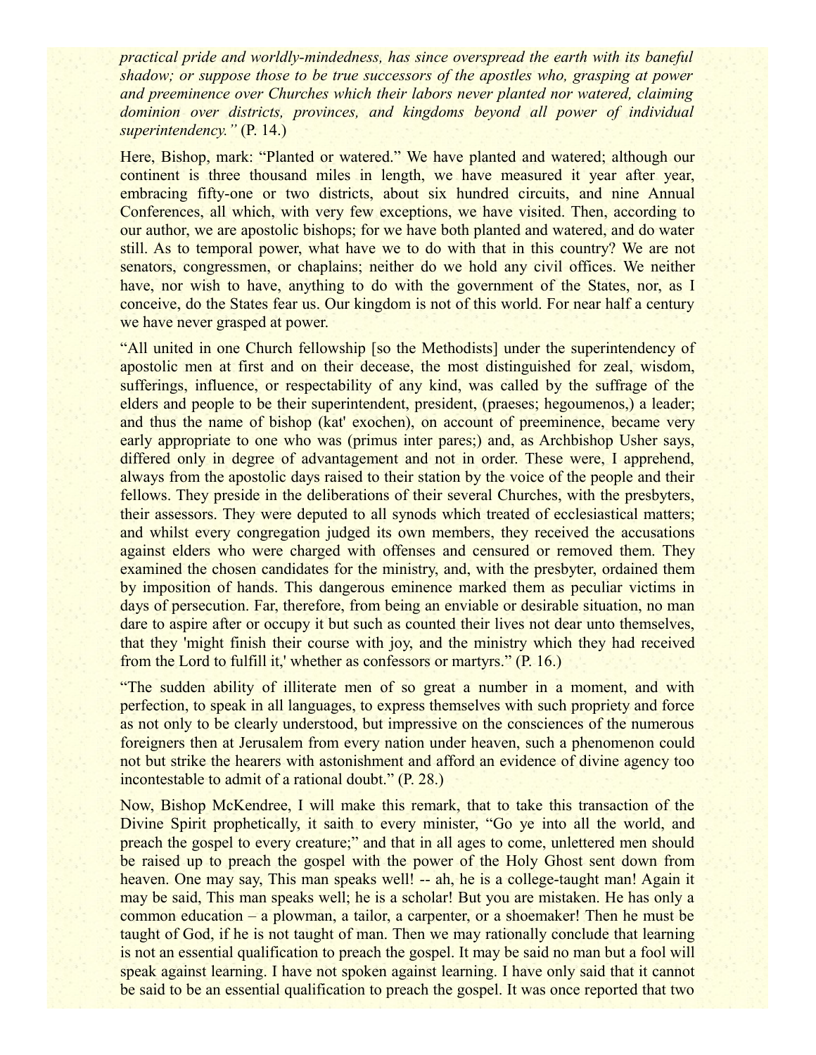*practical pride and worldly-mindedness, has since overspread the earth with its baneful shadow; or suppose those to be true successors of the apostles who, grasping at power and preeminence over Churches which their labors never planted nor watered, claiming dominion over districts, provinces, and kingdoms beyond all power of individual superintendency."* (P. 14.)

Here, Bishop, mark: "Planted or watered." We have planted and watered; although our continent is three thousand miles in length, we have measured it year after year, embracing fifty-one or two districts, about six hundred circuits, and nine Annual Conferences, all which, with very few exceptions, we have visited. Then, according to our author, we are apostolic bishops; for we have both planted and watered, and do water still. As to temporal power, what have we to do with that in this country? We are not senators, congressmen, or chaplains; neither do we hold any civil offices. We neither have, nor wish to have, anything to do with the government of the States, nor, as I conceive, do the States fear us. Our kingdom is not of this world. For near half a century we have never grasped at power.

"All united in one Church fellowship [so the Methodists] under the superintendency of apostolic men at first and on their decease, the most distinguished for zeal, wisdom, sufferings, influence, or respectability of any kind, was called by the suffrage of the elders and people to be their superintendent, president, (praeses; hegoumenos,) a leader; and thus the name of bishop (kat' exochen), on account of preeminence, became very early appropriate to one who was (primus inter pares;) and, as Archbishop Usher says, differed only in degree of advantagement and not in order. These were, I apprehend, always from the apostolic days raised to their station by the voice of the people and their fellows. They preside in the deliberations of their several Churches, with the presbyters, their assessors. They were deputed to all synods which treated of ecclesiastical matters; and whilst every congregation judged its own members, they received the accusations against elders who were charged with offenses and censured or removed them. They examined the chosen candidates for the ministry, and, with the presbyter, ordained them by imposition of hands. This dangerous eminence marked them as peculiar victims in days of persecution. Far, therefore, from being an enviable or desirable situation, no man dare to aspire after or occupy it but such as counted their lives not dear unto themselves, that they 'might finish their course with joy, and the ministry which they had received from the Lord to fulfill it,' whether as confessors or martyrs." (P. 16.)

"The sudden ability of illiterate men of so great a number in a moment, and with perfection, to speak in all languages, to express themselves with such propriety and force as not only to be clearly understood, but impressive on the consciences of the numerous foreigners then at Jerusalem from every nation under heaven, such a phenomenon could not but strike the hearers with astonishment and afford an evidence of divine agency too incontestable to admit of a rational doubt." (P. 28.)

Now, Bishop McKendree, I will make this remark, that to take this transaction of the Divine Spirit prophetically, it saith to every minister, "Go ye into all the world, and preach the gospel to every creature;" and that in all ages to come, unlettered men should be raised up to preach the gospel with the power of the Holy Ghost sent down from heaven. One may say, This man speaks well! -- ah, he is a college-taught man! Again it may be said, This man speaks well; he is a scholar! But you are mistaken. He has only a common education – a plowman, a tailor, a carpenter, or a shoemaker! Then he must be taught of God, if he is not taught of man. Then we may rationally conclude that learning is not an essential qualification to preach the gospel. It may be said no man but a fool will speak against learning. I have not spoken against learning. I have only said that it cannot be said to be an essential qualification to preach the gospel. It was once reported that two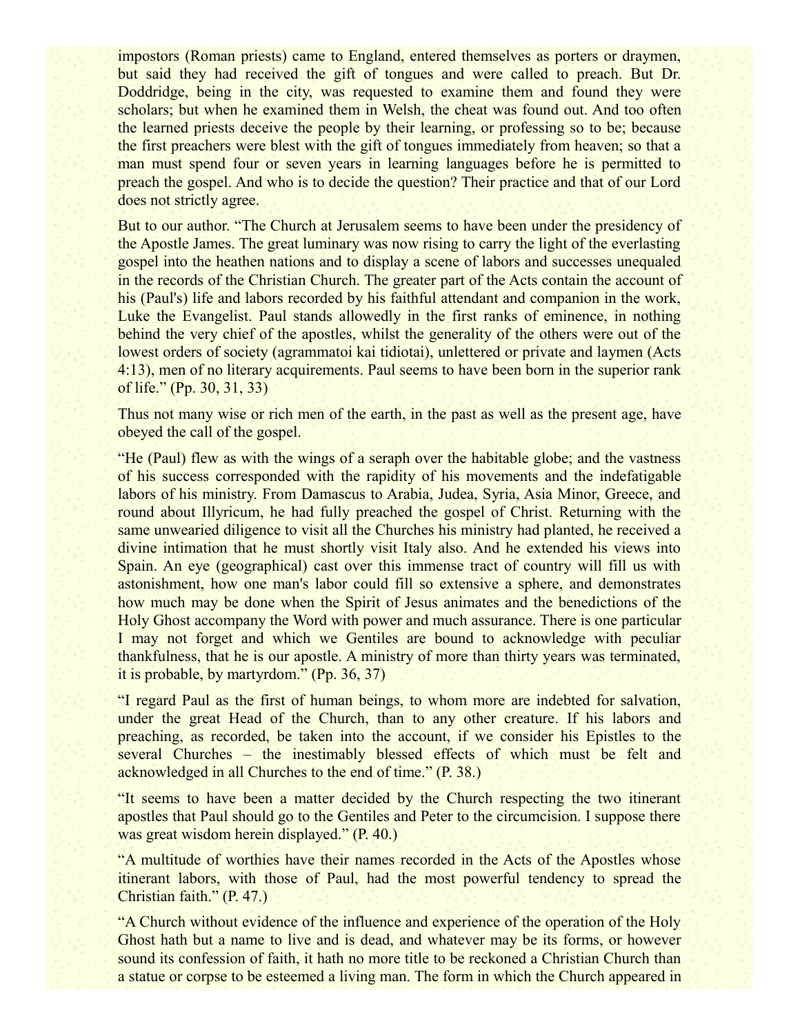impostors (Roman priests) came to England, entered themselves as porters or draymen, but said they had received the gift of tongues and were called to preach. But Dr. Doddridge, being in the city, was requested to examine them and found they were scholars; but when he examined them in Welsh, the cheat was found out. And too often the learned priests deceive the people by their learning, or professing so to be; because the first preachers were blest with the gift of tongues immediately from heaven; so that a man must spend four or seven years in learning languages before he is permitted to preach the gospel. And who is to decide the question? Their practice and that of our Lord does not strictly agree.

But to our author. "The Church at Jerusalem seems to have been under the presidency of the Apostle James. The great luminary was now rising to carry the light of the everlasting gospel into the heathen nations and to display a scene of labors and successes unequaled in the records of the Christian Church. The greater part of the Acts contain the account of his (Paul's) life and labors recorded by his faithful attendant and companion in the work, Luke the Evangelist. Paul stands allowedly in the first ranks of eminence, in nothing behind the very chief of the apostles, whilst the generality of the others were out of the lowest orders of society (agrammatoi kai tidiotai), unlettered or private and laymen (Acts 4:13), men of no literary acquirements. Paul seems to have been born in the superior rank of life." (Pp. 30, 31, 33)

Thus not many wise or rich men of the earth, in the past as well as the present age, have obeyed the call of the gospel.

"He (Paul) flew as with the wings of a seraph over the habitable globe; and the vastness of his success corresponded with the rapidity of his movements and the indefatigable labors of his ministry. From Damascus to Arabia, Judea, Syria, Asia Minor, Greece, and round about Illyricum, he had fully preached the gospel of Christ. Returning with the same unwearied diligence to visit all the Churches his ministry had planted, he received a divine intimation that he must shortly visit Italy also. And he extended his views into Spain. An eye (geographical) cast over this immense tract of country will fill us with astonishment, how one man's labor could fill so extensive a sphere, and demonstrates how much may be done when the Spirit of Jesus animates and the benedictions of the Holy Ghost accompany the Word with power and much assurance. There is one particular I may not forget and which we Gentiles are bound to acknowledge with peculiar thankfulness, that he is our apostle. A ministry of more than thirty years was terminated, it is probable, by martyrdom." (Pp. 36, 37)

"I regard Paul as the first of human beings, to whom more are indebted for salvation, under the great Head of the Church, than to any other creature. If his labors and preaching, as recorded, be taken into the account, if we consider his Epistles to the several Churches – the inestimably blessed effects of which must be felt and acknowledged in all Churches to the end of time." (P. 38.)

"It seems to have been a matter decided by the Church respecting the two itinerant apostles that Paul should go to the Gentiles and Peter to the circumcision. I suppose there was great wisdom herein displayed." (P. 40.)

"A multitude of worthies have their names recorded in the Acts of the Apostles whose itinerant labors, with those of Paul, had the most powerful tendency to spread the Christian faith." (P. 47.)

"A Church without evidence of the influence and experience of the operation of the Holy Ghost hath but a name to live and is dead, and whatever may be its forms, or however sound its confession of faith, it hath no more title to be reckoned a Christian Church than a statue or corpse to be esteemed a living man. The form in which the Church appeared in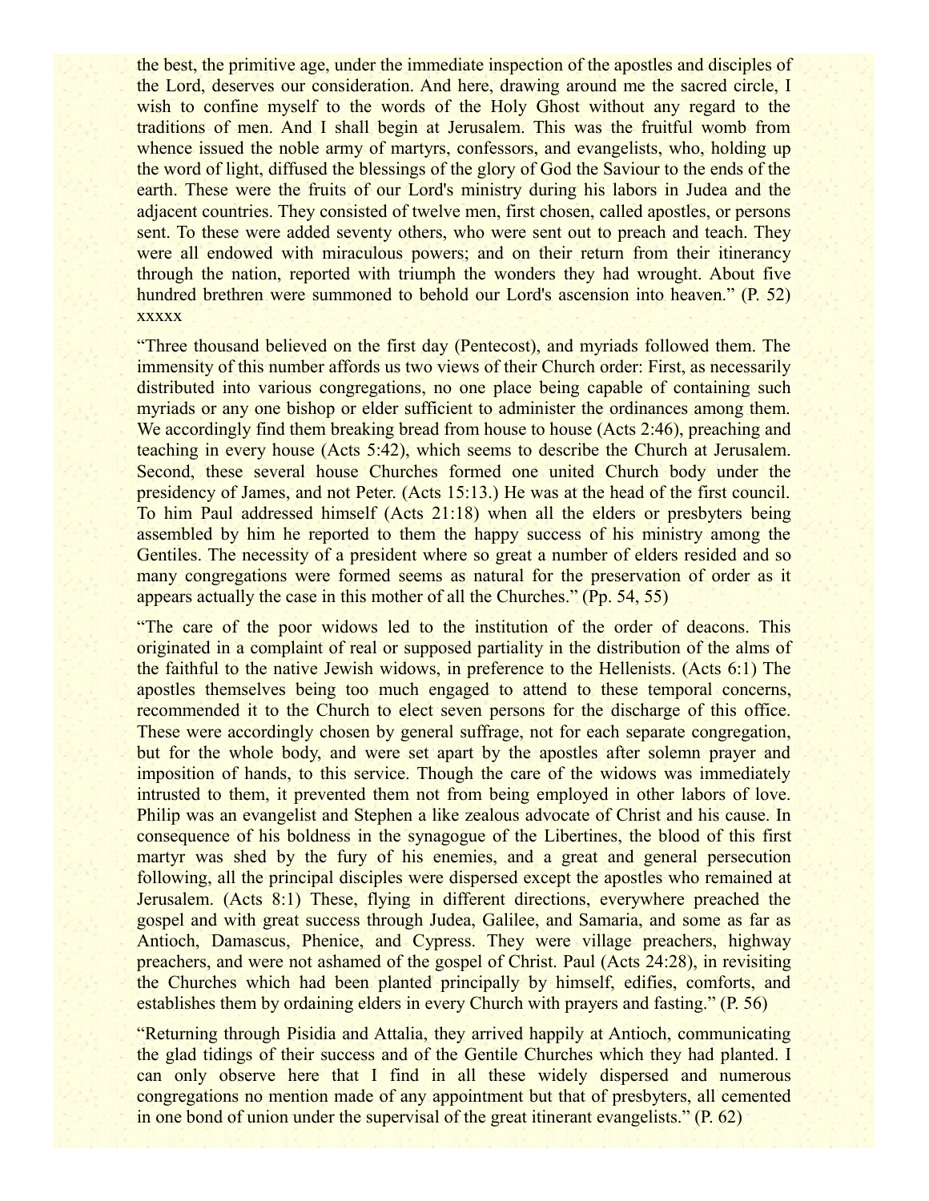the best, the primitive age, under the immediate inspection of the apostles and disciples of the Lord, deserves our consideration. And here, drawing around me the sacred circle, I wish to confine myself to the words of the Holy Ghost without any regard to the traditions of men. And I shall begin at Jerusalem. This was the fruitful womb from whence issued the noble army of martyrs, confessors, and evangelists, who, holding up the word of light, diffused the blessings of the glory of God the Saviour to the ends of the earth. These were the fruits of our Lord's ministry during his labors in Judea and the adjacent countries. They consisted of twelve men, first chosen, called apostles, or persons sent. To these were added seventy others, who were sent out to preach and teach. They were all endowed with miraculous powers; and on their return from their itinerancy through the nation, reported with triumph the wonders they had wrought. About five hundred brethren were summoned to behold our Lord's ascension into heaven." (P. 52) xxxxx

"Three thousand believed on the first day (Pentecost), and myriads followed them. The immensity of this number affords us two views of their Church order: First, as necessarily distributed into various congregations, no one place being capable of containing such myriads or any one bishop or elder sufficient to administer the ordinances among them. We accordingly find them breaking bread from house to house (Acts 2:46), preaching and teaching in every house (Acts 5:42), which seems to describe the Church at Jerusalem. Second, these several house Churches formed one united Church body under the presidency of James, and not Peter. (Acts 15:13.) He was at the head of the first council. To him Paul addressed himself (Acts 21:18) when all the elders or presbyters being assembled by him he reported to them the happy success of his ministry among the Gentiles. The necessity of a president where so great a number of elders resided and so many congregations were formed seems as natural for the preservation of order as it appears actually the case in this mother of all the Churches." (Pp. 54, 55)

"The care of the poor widows led to the institution of the order of deacons. This originated in a complaint of real or supposed partiality in the distribution of the alms of the faithful to the native Jewish widows, in preference to the Hellenists. (Acts 6:1) The apostles themselves being too much engaged to attend to these temporal concerns, recommended it to the Church to elect seven persons for the discharge of this office. These were accordingly chosen by general suffrage, not for each separate congregation, but for the whole body, and were set apart by the apostles after solemn prayer and imposition of hands, to this service. Though the care of the widows was immediately intrusted to them, it prevented them not from being employed in other labors of love. Philip was an evangelist and Stephen a like zealous advocate of Christ and his cause. In consequence of his boldness in the synagogue of the Libertines, the blood of this first martyr was shed by the fury of his enemies, and a great and general persecution following, all the principal disciples were dispersed except the apostles who remained at Jerusalem. (Acts 8:1) These, flying in different directions, everywhere preached the gospel and with great success through Judea, Galilee, and Samaria, and some as far as Antioch, Damascus, Phenice, and Cypress. They were village preachers, highway preachers, and were not ashamed of the gospel of Christ. Paul (Acts 24:28), in revisiting the Churches which had been planted principally by himself, edifies, comforts, and establishes them by ordaining elders in every Church with prayers and fasting." (P. 56)

"Returning through Pisidia and Attalia, they arrived happily at Antioch, communicating the glad tidings of their success and of the Gentile Churches which they had planted. I can only observe here that I find in all these widely dispersed and numerous congregations no mention made of any appointment but that of presbyters, all cemented in one bond of union under the supervisal of the great itinerant evangelists." (P. 62)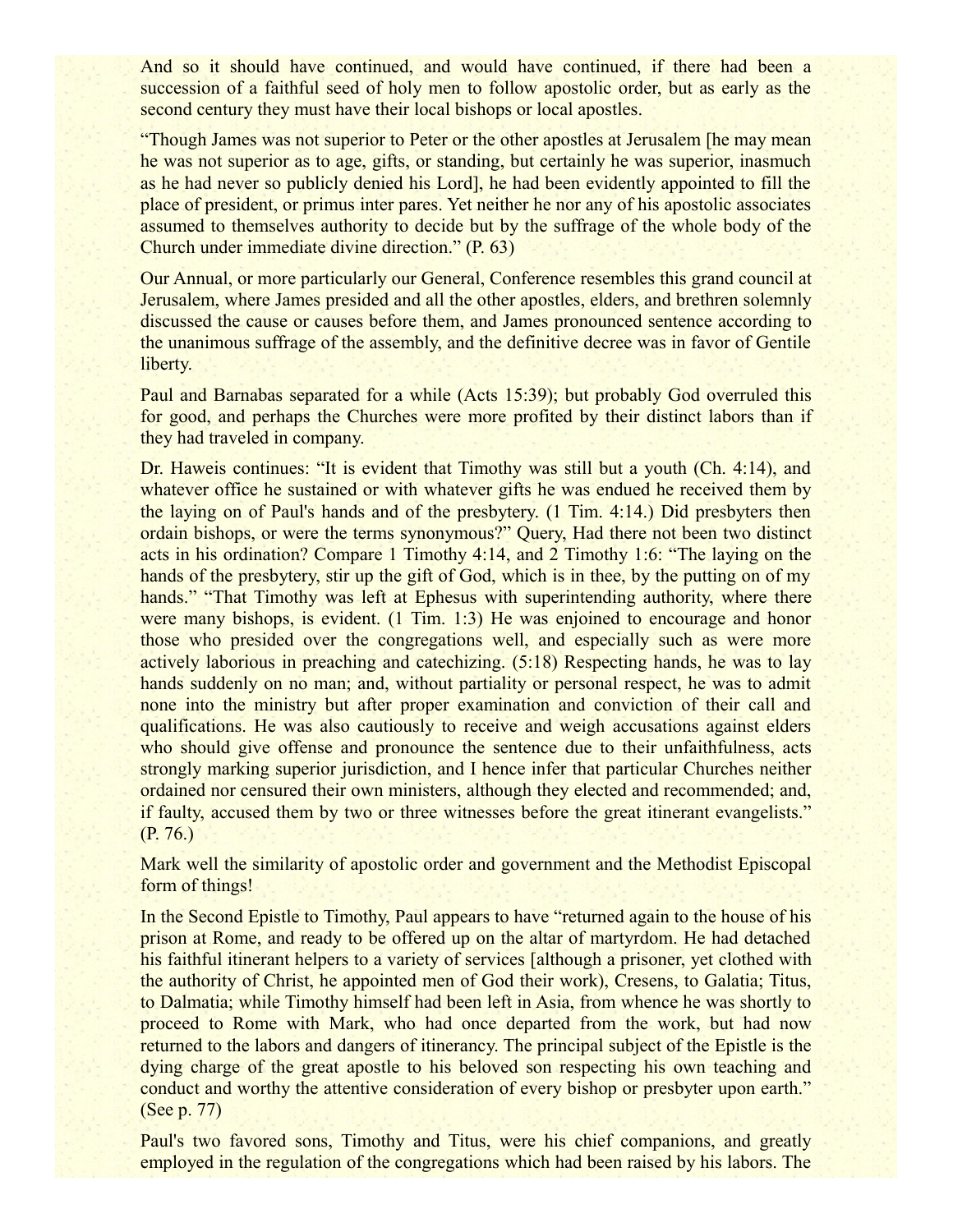And so it should have continued, and would have continued, if there had been a succession of a faithful seed of holy men to follow apostolic order, but as early as the second century they must have their local bishops or local apostles.

"Though James was not superior to Peter or the other apostles at Jerusalem [he may mean he was not superior as to age, gifts, or standing, but certainly he was superior, inasmuch as he had never so publicly denied his Lord], he had been evidently appointed to fill the place of president, or primus inter pares. Yet neither he nor any of his apostolic associates assumed to themselves authority to decide but by the suffrage of the whole body of the Church under immediate divine direction." (P. 63)

Our Annual, or more particularly our General, Conference resembles this grand council at Jerusalem, where James presided and all the other apostles, elders, and brethren solemnly discussed the cause or causes before them, and James pronounced sentence according to the unanimous suffrage of the assembly, and the definitive decree was in favor of Gentile liberty.

Paul and Barnabas separated for a while (Acts 15:39); but probably God overruled this for good, and perhaps the Churches were more profited by their distinct labors than if they had traveled in company.

Dr. Haweis continues: "It is evident that Timothy was still but a youth (Ch. 4:14), and whatever office he sustained or with whatever gifts he was endued he received them by the laying on of Paul's hands and of the presbytery. (1 Tim. 4:14.) Did presbyters then ordain bishops, or were the terms synonymous?" Query, Had there not been two distinct acts in his ordination? Compare 1 Timothy 4:14, and 2 Timothy 1:6: "The laying on the hands of the presbytery, stir up the gift of God, which is in thee, by the putting on of my hands." "That Timothy was left at Ephesus with superintending authority, where there were many bishops, is evident. (1 Tim. 1:3) He was enjoined to encourage and honor those who presided over the congregations well, and especially such as were more actively laborious in preaching and catechizing. (5:18) Respecting hands, he was to lay hands suddenly on no man; and, without partiality or personal respect, he was to admit none into the ministry but after proper examination and conviction of their call and qualifications. He was also cautiously to receive and weigh accusations against elders who should give offense and pronounce the sentence due to their unfaithfulness, acts strongly marking superior jurisdiction, and I hence infer that particular Churches neither ordained nor censured their own ministers, although they elected and recommended; and, if faulty, accused them by two or three witnesses before the great itinerant evangelists." (P. 76.)

Mark well the similarity of apostolic order and government and the Methodist Episcopal form of things!

In the Second Epistle to Timothy, Paul appears to have "returned again to the house of his prison at Rome, and ready to be offered up on the altar of martyrdom. He had detached his faithful itinerant helpers to a variety of services [although a prisoner, yet clothed with the authority of Christ, he appointed men of God their work), Cresens, to Galatia; Titus, to Dalmatia; while Timothy himself had been left in Asia, from whence he was shortly to proceed to Rome with Mark, who had once departed from the work, but had now returned to the labors and dangers of itinerancy. The principal subject of the Epistle is the dying charge of the great apostle to his beloved son respecting his own teaching and conduct and worthy the attentive consideration of every bishop or presbyter upon earth." (See p. 77)

Paul's two favored sons, Timothy and Titus, were his chief companions, and greatly employed in the regulation of the congregations which had been raised by his labors. The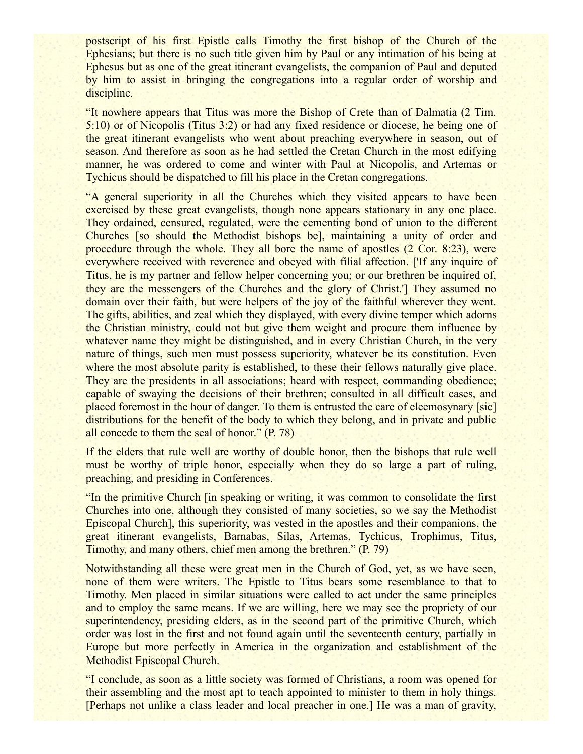postscript of his first Epistle calls Timothy the first bishop of the Church of the Ephesians; but there is no such title given him by Paul or any intimation of his being at Ephesus but as one of the great itinerant evangelists, the companion of Paul and deputed by him to assist in bringing the congregations into a regular order of worship and discipline.

"It nowhere appears that Titus was more the Bishop of Crete than of Dalmatia (2 Tim. 5:10) or of Nicopolis (Titus 3:2) or had any fixed residence or diocese, he being one of the great itinerant evangelists who went about preaching everywhere in season, out of season. And therefore as soon as he had settled the Cretan Church in the most edifying manner, he was ordered to come and winter with Paul at Nicopolis, and Artemas or Tychicus should be dispatched to fill his place in the Cretan congregations.

"A general superiority in all the Churches which they visited appears to have been exercised by these great evangelists, though none appears stationary in any one place. They ordained, censured, regulated, were the cementing bond of union to the different Churches [so should the Methodist bishops be], maintaining a unity of order and procedure through the whole. They all bore the name of apostles (2 Cor. 8:23), were everywhere received with reverence and obeyed with filial affection. ['If any inquire of Titus, he is my partner and fellow helper concerning you; or our brethren be inquired of, they are the messengers of the Churches and the glory of Christ.'] They assumed no domain over their faith, but were helpers of the joy of the faithful wherever they went. The gifts, abilities, and zeal which they displayed, with every divine temper which adorns the Christian ministry, could not but give them weight and procure them influence by whatever name they might be distinguished, and in every Christian Church, in the very nature of things, such men must possess superiority, whatever be its constitution. Even where the most absolute parity is established, to these their fellows naturally give place. They are the presidents in all associations; heard with respect, commanding obedience; capable of swaying the decisions of their brethren; consulted in all difficult cases, and placed foremost in the hour of danger. To them is entrusted the care of eleemosynary [sic] distributions for the benefit of the body to which they belong, and in private and public all concede to them the seal of honor." (P. 78)

If the elders that rule well are worthy of double honor, then the bishops that rule well must be worthy of triple honor, especially when they do so large a part of ruling, preaching, and presiding in Conferences.

"In the primitive Church [in speaking or writing, it was common to consolidate the first Churches into one, although they consisted of many societies, so we say the Methodist Episcopal Church], this superiority, was vested in the apostles and their companions, the great itinerant evangelists, Barnabas, Silas, Artemas, Tychicus, Trophimus, Titus, Timothy, and many others, chief men among the brethren." (P. 79)

Notwithstanding all these were great men in the Church of God, yet, as we have seen, none of them were writers. The Epistle to Titus bears some resemblance to that to Timothy. Men placed in similar situations were called to act under the same principles and to employ the same means. If we are willing, here we may see the propriety of our superintendency, presiding elders, as in the second part of the primitive Church, which order was lost in the first and not found again until the seventeenth century, partially in Europe but more perfectly in America in the organization and establishment of the Methodist Episcopal Church.

"I conclude, as soon as a little society was formed of Christians, a room was opened for their assembling and the most apt to teach appointed to minister to them in holy things. [Perhaps not unlike a class leader and local preacher in one.] He was a man of gravity,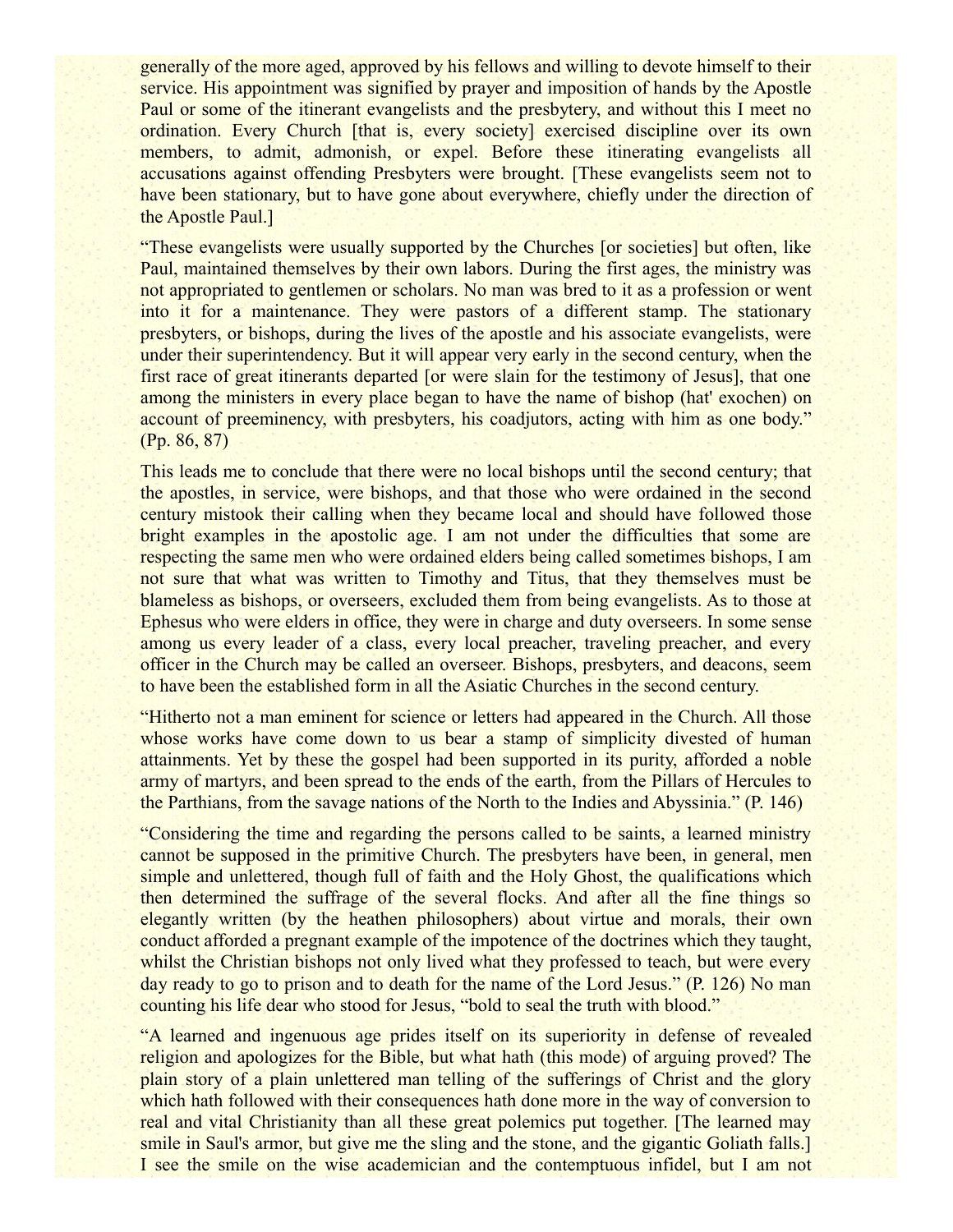generally of the more aged, approved by his fellows and willing to devote himself to their service. His appointment was signified by prayer and imposition of hands by the Apostle Paul or some of the itinerant evangelists and the presbytery, and without this I meet no ordination. Every Church [that is, every society] exercised discipline over its own members, to admit, admonish, or expel. Before these itinerating evangelists all accusations against offending Presbyters were brought. [These evangelists seem not to have been stationary, but to have gone about everywhere, chiefly under the direction of the Apostle Paul.]

"These evangelists were usually supported by the Churches [or societies] but often, like Paul, maintained themselves by their own labors. During the first ages, the ministry was not appropriated to gentlemen or scholars. No man was bred to it as a profession or went into it for a maintenance. They were pastors of a different stamp. The stationary presbyters, or bishops, during the lives of the apostle and his associate evangelists, were under their superintendency. But it will appear very early in the second century, when the first race of great itinerants departed [or were slain for the testimony of Jesus], that one among the ministers in every place began to have the name of bishop (hat' exochen) on account of preeminency, with presbyters, his coadjutors, acting with him as one body." (Pp. 86, 87)

This leads me to conclude that there were no local bishops until the second century; that the apostles, in service, were bishops, and that those who were ordained in the second century mistook their calling when they became local and should have followed those bright examples in the apostolic age. I am not under the difficulties that some are respecting the same men who were ordained elders being called sometimes bishops, I am not sure that what was written to Timothy and Titus, that they themselves must be blameless as bishops, or overseers, excluded them from being evangelists. As to those at Ephesus who were elders in office, they were in charge and duty overseers. In some sense among us every leader of a class, every local preacher, traveling preacher, and every officer in the Church may be called an overseer. Bishops, presbyters, and deacons, seem to have been the established form in all the Asiatic Churches in the second century.

"Hitherto not a man eminent for science or letters had appeared in the Church. All those whose works have come down to us bear a stamp of simplicity divested of human attainments. Yet by these the gospel had been supported in its purity, afforded a noble army of martyrs, and been spread to the ends of the earth, from the Pillars of Hercules to the Parthians, from the savage nations of the North to the Indies and Abyssinia." (P. 146)

"Considering the time and regarding the persons called to be saints, a learned ministry cannot be supposed in the primitive Church. The presbyters have been, in general, men simple and unlettered, though full of faith and the Holy Ghost, the qualifications which then determined the suffrage of the several flocks. And after all the fine things so elegantly written (by the heathen philosophers) about virtue and morals, their own conduct afforded a pregnant example of the impotence of the doctrines which they taught, whilst the Christian bishops not only lived what they professed to teach, but were every day ready to go to prison and to death for the name of the Lord Jesus." (P. 126) No man counting his life dear who stood for Jesus, "bold to seal the truth with blood."

"A learned and ingenuous age prides itself on its superiority in defense of revealed religion and apologizes for the Bible, but what hath (this mode) of arguing proved? The plain story of a plain unlettered man telling of the sufferings of Christ and the glory which hath followed with their consequences hath done more in the way of conversion to real and vital Christianity than all these great polemics put together. [The learned may smile in Saul's armor, but give me the sling and the stone, and the gigantic Goliath falls.] I see the smile on the wise academician and the contemptuous infidel, but I am not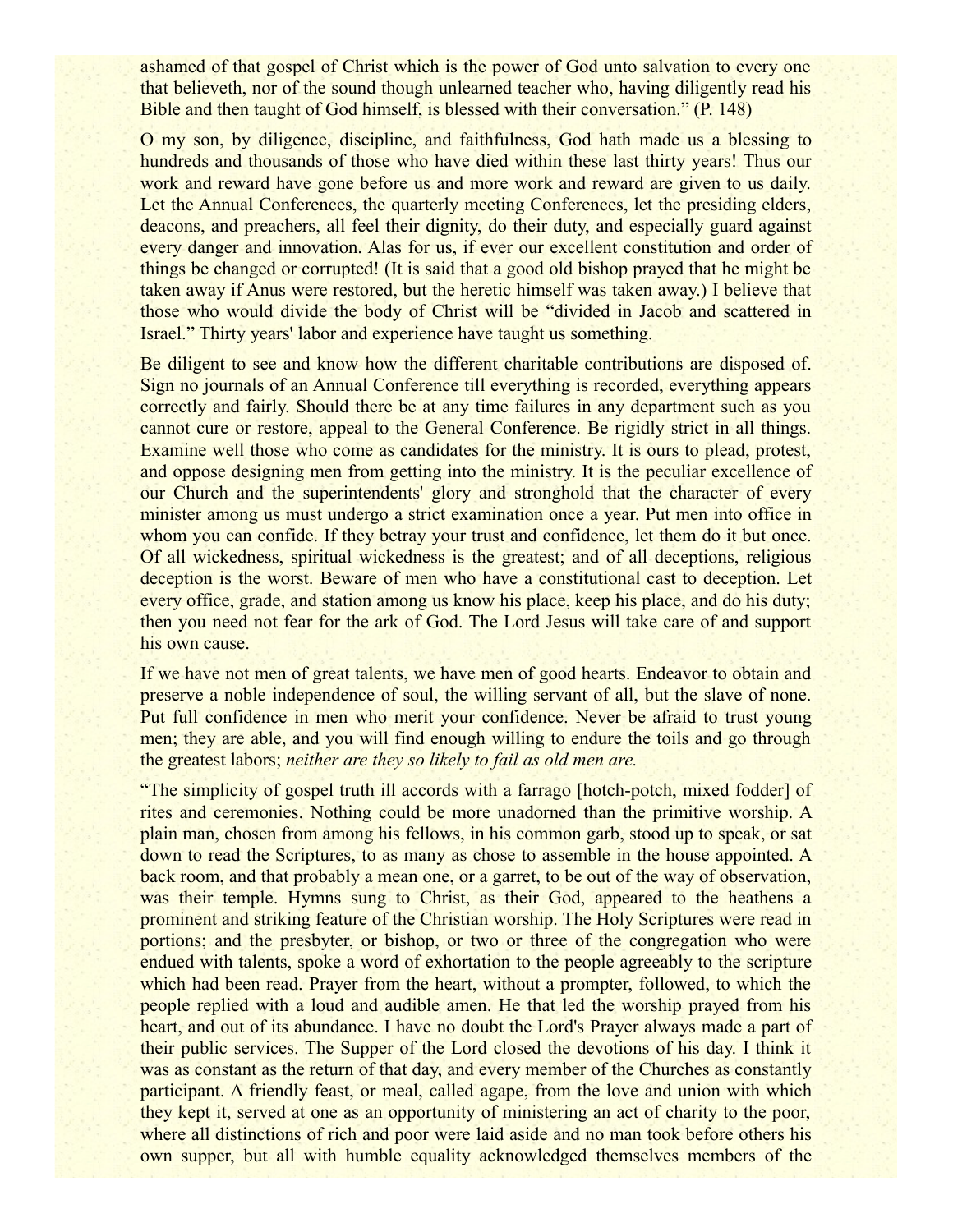ashamed of that gospel of Christ which is the power of God unto salvation to every one that believeth, nor of the sound though unlearned teacher who, having diligently read his Bible and then taught of God himself, is blessed with their conversation." (P. 148)

O my son, by diligence, discipline, and faithfulness, God hath made us a blessing to hundreds and thousands of those who have died within these last thirty years! Thus our work and reward have gone before us and more work and reward are given to us daily. Let the Annual Conferences, the quarterly meeting Conferences, let the presiding elders, deacons, and preachers, all feel their dignity, do their duty, and especially guard against every danger and innovation. Alas for us, if ever our excellent constitution and order of things be changed or corrupted! (It is said that a good old bishop prayed that he might be taken away if Anus were restored, but the heretic himself was taken away.) I believe that those who would divide the body of Christ will be "divided in Jacob and scattered in Israel." Thirty years' labor and experience have taught us something.

Be diligent to see and know how the different charitable contributions are disposed of. Sign no journals of an Annual Conference till everything is recorded, everything appears correctly and fairly. Should there be at any time failures in any department such as you cannot cure or restore, appeal to the General Conference. Be rigidly strict in all things. Examine well those who come as candidates for the ministry. It is ours to plead, protest, and oppose designing men from getting into the ministry. It is the peculiar excellence of our Church and the superintendents' glory and stronghold that the character of every minister among us must undergo a strict examination once a year. Put men into office in whom you can confide. If they betray your trust and confidence, let them do it but once. Of all wickedness, spiritual wickedness is the greatest; and of all deceptions, religious deception is the worst. Beware of men who have a constitutional cast to deception. Let every office, grade, and station among us know his place, keep his place, and do his duty; then you need not fear for the ark of God. The Lord Jesus will take care of and support his own cause.

If we have not men of great talents, we have men of good hearts. Endeavor to obtain and preserve a noble independence of soul, the willing servant of all, but the slave of none. Put full confidence in men who merit your confidence. Never be afraid to trust young men; they are able, and you will find enough willing to endure the toils and go through the greatest labors; *neither are they so likely to fail as old men are.*

"The simplicity of gospel truth ill accords with a farrago [hotch-potch, mixed fodder] of rites and ceremonies. Nothing could be more unadorned than the primitive worship. A plain man, chosen from among his fellows, in his common garb, stood up to speak, or sat down to read the Scriptures, to as many as chose to assemble in the house appointed. A back room, and that probably a mean one, or a garret, to be out of the way of observation, was their temple. Hymns sung to Christ, as their God, appeared to the heathens a prominent and striking feature of the Christian worship. The Holy Scriptures were read in portions; and the presbyter, or bishop, or two or three of the congregation who were endued with talents, spoke a word of exhortation to the people agreeably to the scripture which had been read. Prayer from the heart, without a prompter, followed, to which the people replied with a loud and audible amen. He that led the worship prayed from his heart, and out of its abundance. I have no doubt the Lord's Prayer always made a part of their public services. The Supper of the Lord closed the devotions of his day. I think it was as constant as the return of that day, and every member of the Churches as constantly participant. A friendly feast, or meal, called agape, from the love and union with which they kept it, served at one as an opportunity of ministering an act of charity to the poor, where all distinctions of rich and poor were laid aside and no man took before others his own supper, but all with humble equality acknowledged themselves members of the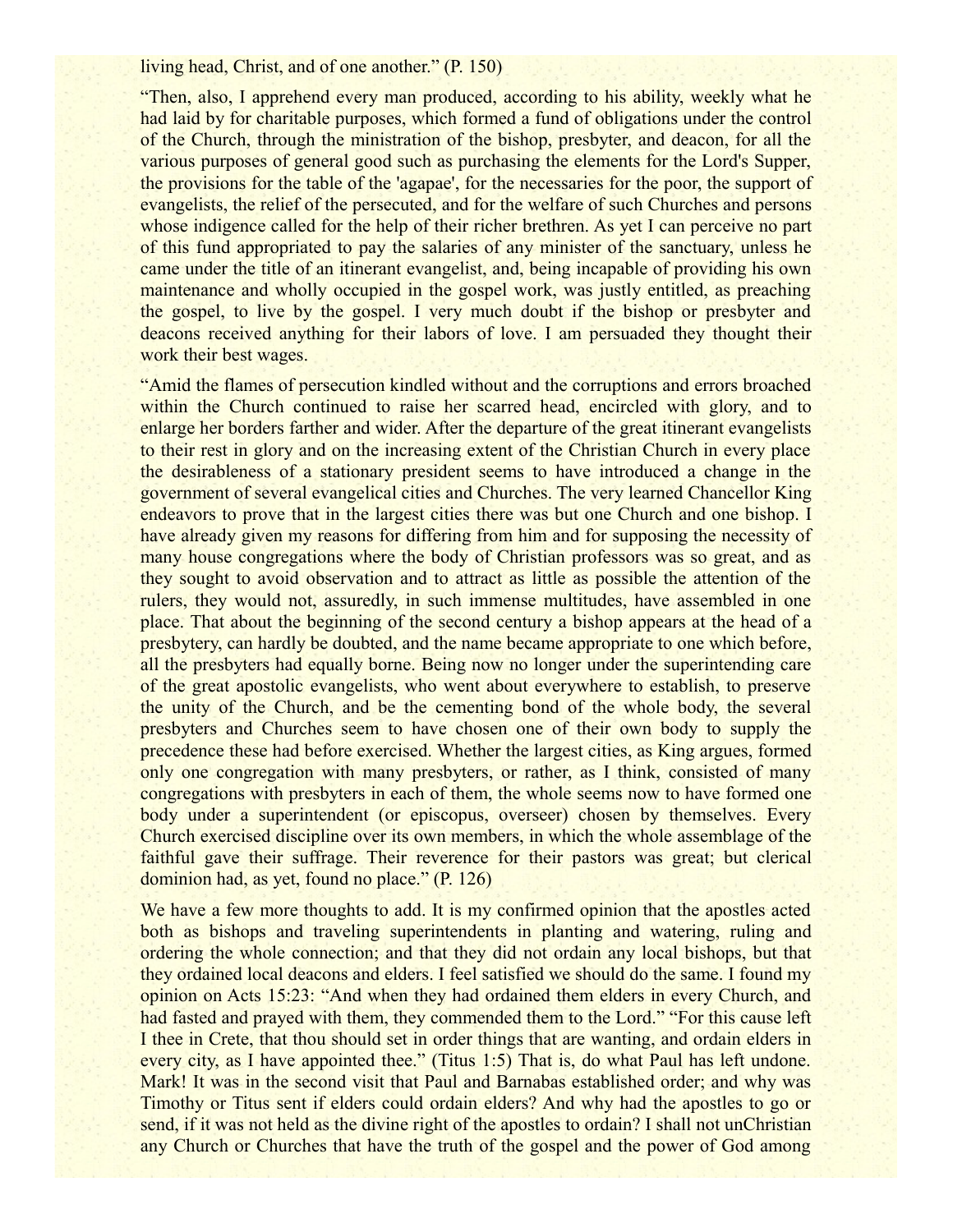living head, Christ, and of one another." (P. 150)

"Then, also, I apprehend every man produced, according to his ability, weekly what he had laid by for charitable purposes, which formed a fund of obligations under the control of the Church, through the ministration of the bishop, presbyter, and deacon, for all the various purposes of general good such as purchasing the elements for the Lord's Supper, the provisions for the table of the 'agapae', for the necessaries for the poor, the support of evangelists, the relief of the persecuted, and for the welfare of such Churches and persons whose indigence called for the help of their richer brethren. As yet I can perceive no part of this fund appropriated to pay the salaries of any minister of the sanctuary, unless he came under the title of an itinerant evangelist, and, being incapable of providing his own maintenance and wholly occupied in the gospel work, was justly entitled, as preaching the gospel, to live by the gospel. I very much doubt if the bishop or presbyter and deacons received anything for their labors of love. I am persuaded they thought their work their best wages.

"Amid the flames of persecution kindled without and the corruptions and errors broached within the Church continued to raise her scarred head, encircled with glory, and to enlarge her borders farther and wider. After the departure of the great itinerant evangelists to their rest in glory and on the increasing extent of the Christian Church in every place the desirableness of a stationary president seems to have introduced a change in the government of several evangelical cities and Churches. The very learned Chancellor King endeavors to prove that in the largest cities there was but one Church and one bishop. I have already given my reasons for differing from him and for supposing the necessity of many house congregations where the body of Christian professors was so great, and as they sought to avoid observation and to attract as little as possible the attention of the rulers, they would not, assuredly, in such immense multitudes, have assembled in one place. That about the beginning of the second century a bishop appears at the head of a presbytery, can hardly be doubted, and the name became appropriate to one which before, all the presbyters had equally borne. Being now no longer under the superintending care of the great apostolic evangelists, who went about everywhere to establish, to preserve the unity of the Church, and be the cementing bond of the whole body, the several presbyters and Churches seem to have chosen one of their own body to supply the precedence these had before exercised. Whether the largest cities, as King argues, formed only one congregation with many presbyters, or rather, as I think, consisted of many congregations with presbyters in each of them, the whole seems now to have formed one body under a superintendent (or episcopus, overseer) chosen by themselves. Every Church exercised discipline over its own members, in which the whole assemblage of the faithful gave their suffrage. Their reverence for their pastors was great; but clerical dominion had, as yet, found no place." (P. 126)

We have a few more thoughts to add. It is my confirmed opinion that the apostles acted both as bishops and traveling superintendents in planting and watering, ruling and ordering the whole connection; and that they did not ordain any local bishops, but that they ordained local deacons and elders. I feel satisfied we should do the same. I found my opinion on Acts 15:23: "And when they had ordained them elders in every Church, and had fasted and prayed with them, they commended them to the Lord." "For this cause left I thee in Crete, that thou should set in order things that are wanting, and ordain elders in every city, as I have appointed thee." (Titus 1:5) That is, do what Paul has left undone. Mark! It was in the second visit that Paul and Barnabas established order; and why was Timothy or Titus sent if elders could ordain elders? And why had the apostles to go or send, if it was not held as the divine right of the apostles to ordain? I shall not unChristian any Church or Churches that have the truth of the gospel and the power of God among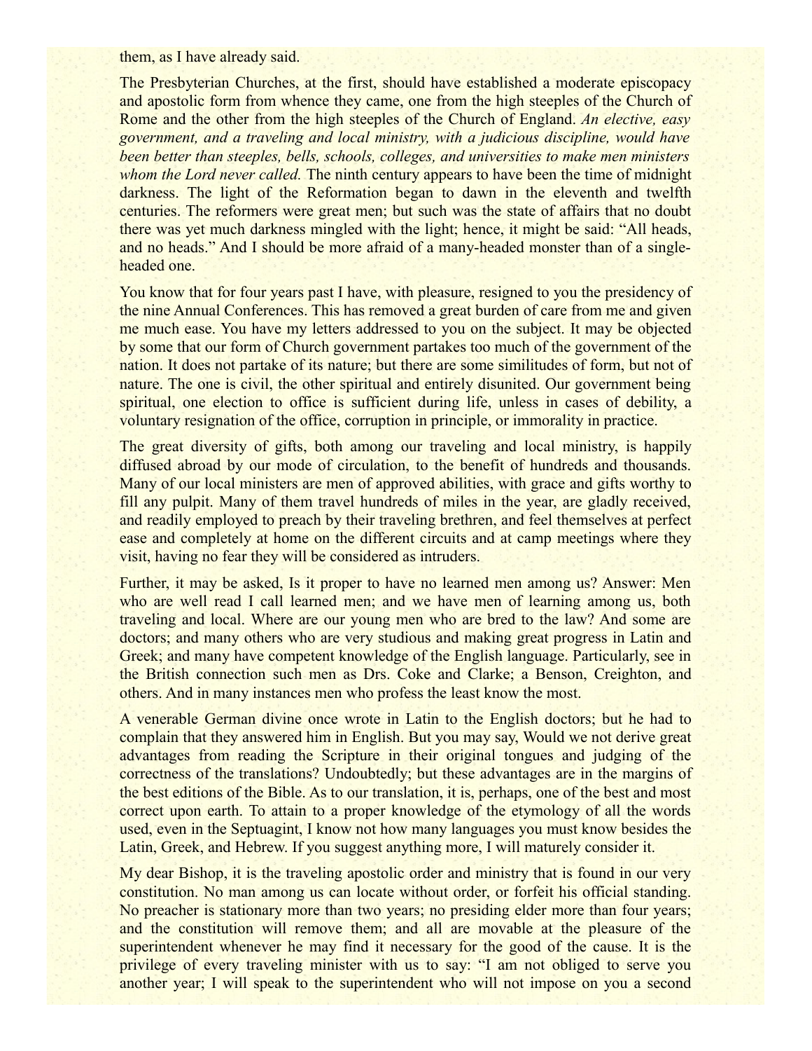them, as I have already said.

The Presbyterian Churches, at the first, should have established a moderate episcopacy and apostolic form from whence they came, one from the high steeples of the Church of Rome and the other from the high steeples of the Church of England. *An elective, easy government, and a traveling and local ministry, with a judicious discipline, would have been better than steeples, bells, schools, colleges, and universities to make men ministers whom the Lord never called.* The ninth century appears to have been the time of midnight darkness. The light of the Reformation began to dawn in the eleventh and twelfth centuries. The reformers were great men; but such was the state of affairs that no doubt there was yet much darkness mingled with the light; hence, it might be said: "All heads, and no heads." And I should be more afraid of a many-headed monster than of a single-headed one.

You know that for four years past I have, with pleasure, resigned to you the presidency of the nine Annual Conferences. This has removed a great burden of care from me and given me much ease. You have my letters addressed to you on the subject. It may be objected by some that our form of Church government partakes too much of the government of the nation. It does not partake of its nature; but there are some similitudes of form, but not of nature. The one is civil, the other spiritual and entirely disunited. Our government being spiritual, one election to office is sufficient during life, unless in cases of debility, a voluntary resignation of the office, corruption in principle, or immorality in practice.

The great diversity of gifts, both among our traveling and local ministry, is happily diffused abroad by our mode of circulation, to the benefit of hundreds and thousands. Many of our local ministers are men of approved abilities, with grace and gifts worthy to fill any pulpit. Many of them travel hundreds of miles in the year, are gladly received, and readily employed to preach by their traveling brethren, and feel themselves at perfect ease and completely at home on the different circuits and at camp meetings where they visit, having no fear they will be considered as intruders.

Further, it may be asked, Is it proper to have no learned men among us? Answer: Men who are well read I call learned men; and we have men of learning among us, both traveling and local. Where are our young men who are bred to the law? And some are doctors; and many others who are very studious and making great progress in Latin and Greek; and many have competent knowledge of the English language. Particularly, see in the British connection such men as Drs. Coke and Clarke; a Benson, Creighton, and others. And in many instances men who profess the least know the most.

A venerable German divine once wrote in Latin to the English doctors; but he had to complain that they answered him in English. But you may say, Would we not derive great advantages from reading the Scripture in their original tongues and judging of the correctness of the translations? Undoubtedly; but these advantages are in the margins of the best editions of the Bible. As to our translation, it is, perhaps, one of the best and most correct upon earth. To attain to a proper knowledge of the etymology of all the words used, even in the Septuagint, I know not how many languages you must know besides the Latin, Greek, and Hebrew. If you suggest anything more, I will maturely consider it.

My dear Bishop, it is the traveling apostolic order and ministry that is found in our very constitution. No man among us can locate without order, or forfeit his official standing. No preacher is stationary more than two years; no presiding elder more than four years; and the constitution will remove them; and all are movable at the pleasure of the superintendent whenever he may find it necessary for the good of the cause. It is the privilege of every traveling minister with us to say: "I am not obliged to serve you another year; I will speak to the superintendent who will not impose on you a second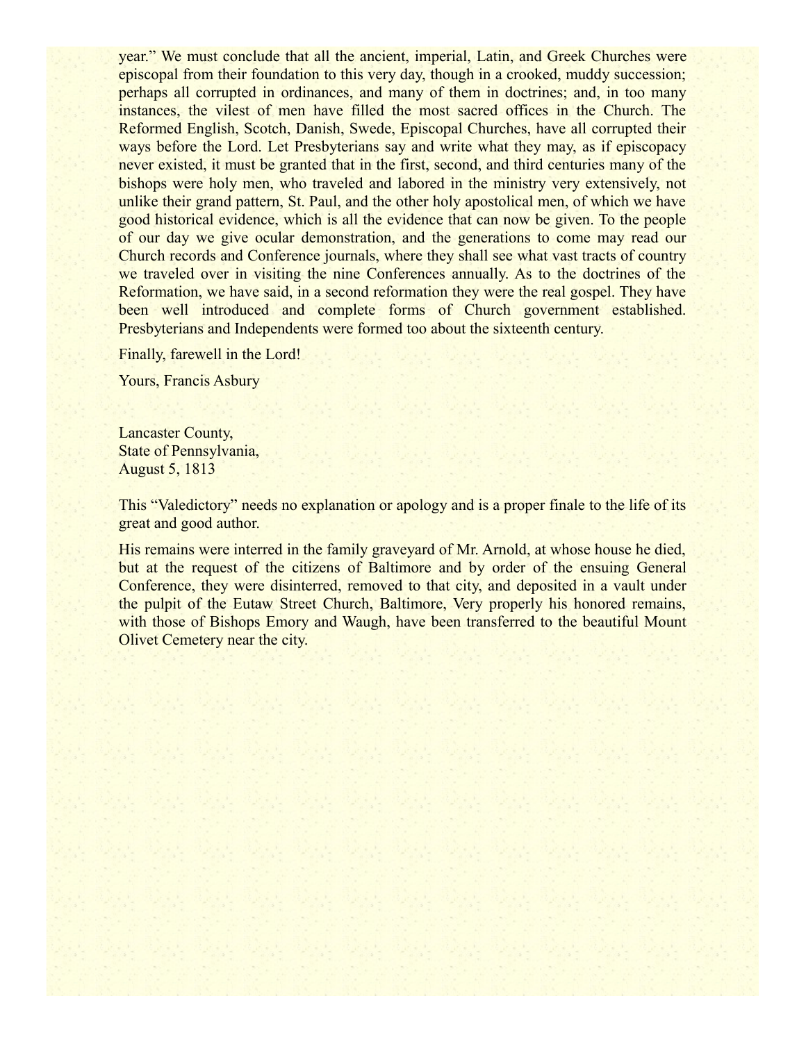year." We must conclude that all the ancient, imperial, Latin, and Greek Churches were episcopal from their foundation to this very day, though in a crooked, muddy succession; perhaps all corrupted in ordinances, and many of them in doctrines; and, in too many instances, the vilest of men have filled the most sacred offices in the Church. The Reformed English, Scotch, Danish, Swede, Episcopal Churches, have all corrupted their ways before the Lord. Let Presbyterians say and write what they may, as if episcopacy never existed, it must be granted that in the first, second, and third centuries many of the bishops were holy men, who traveled and labored in the ministry very extensively, not unlike their grand pattern, St. Paul, and the other holy apostolical men, of which we have good historical evidence, which is all the evidence that can now be given. To the people of our day we give ocular demonstration, and the generations to come may read our Church records and Conference journals, where they shall see what vast tracts of country we traveled over in visiting the nine Conferences annually. As to the doctrines of the Reformation, we have said, in a second reformation they were the real gospel. They have been well introduced and complete forms of Church government established. Presbyterians and Independents were formed too about the sixteenth century.

Finally, farewell in the Lord!

Yours, Francis Asbury

Lancaster County,
State of Pennsylvania,
August 5, 1813

This "Valedictory" needs no explanation or apology and is a proper finale to the life of its great and good author.

His remains were interred in the family graveyard of Mr. Arnold, at whose house he died, but at the request of the citizens of Baltimore and by order of the ensuing General Conference, they were disinterred, removed to that city, and deposited in a vault under the pulpit of the Eutaw Street Church, Baltimore, Very properly his honored remains, with those of Bishops Emory and Waugh, have been transferred to the beautiful Mount Olivet Cemetery near the city.